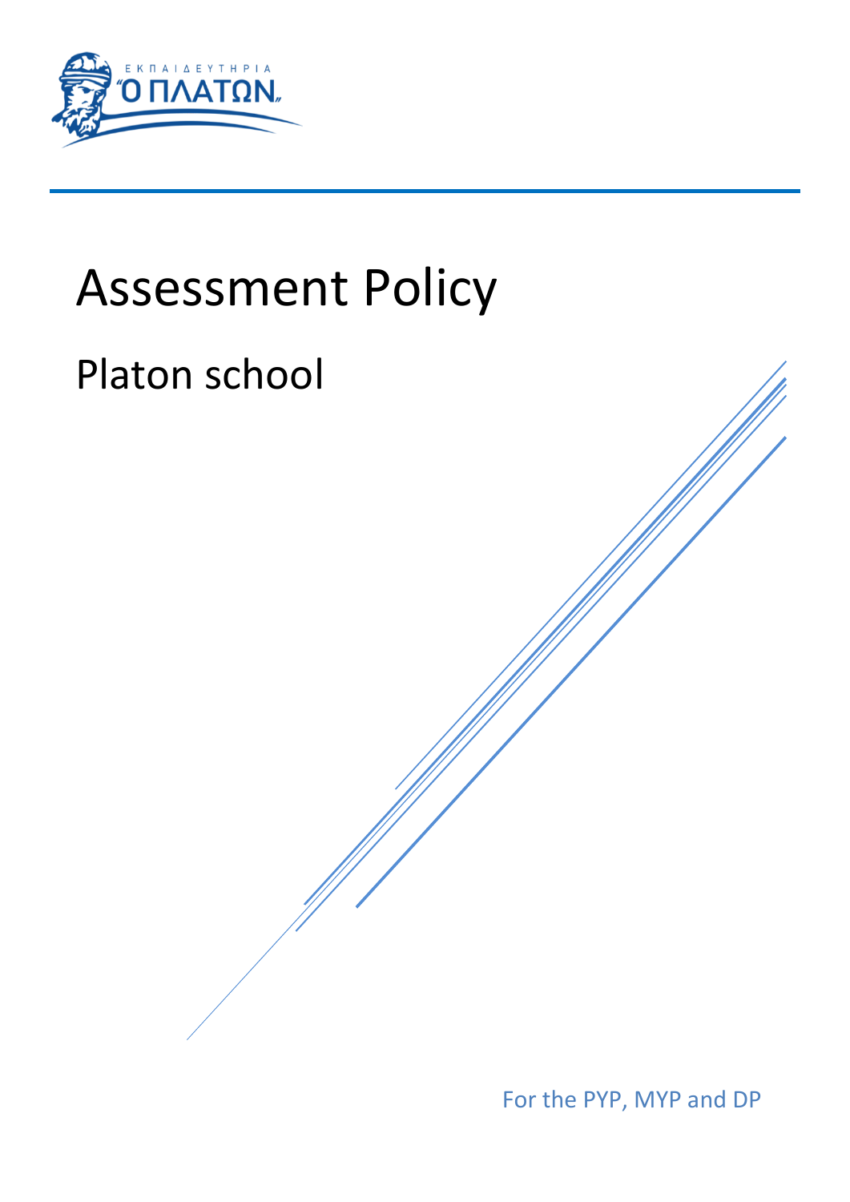ΕΚΠΑΙΔΕΥΤΗΡΙΑ "Ο ΠΛΑΤΩΝ"

# Assessment Policy

## Platon school

For the PYP, MYP and DP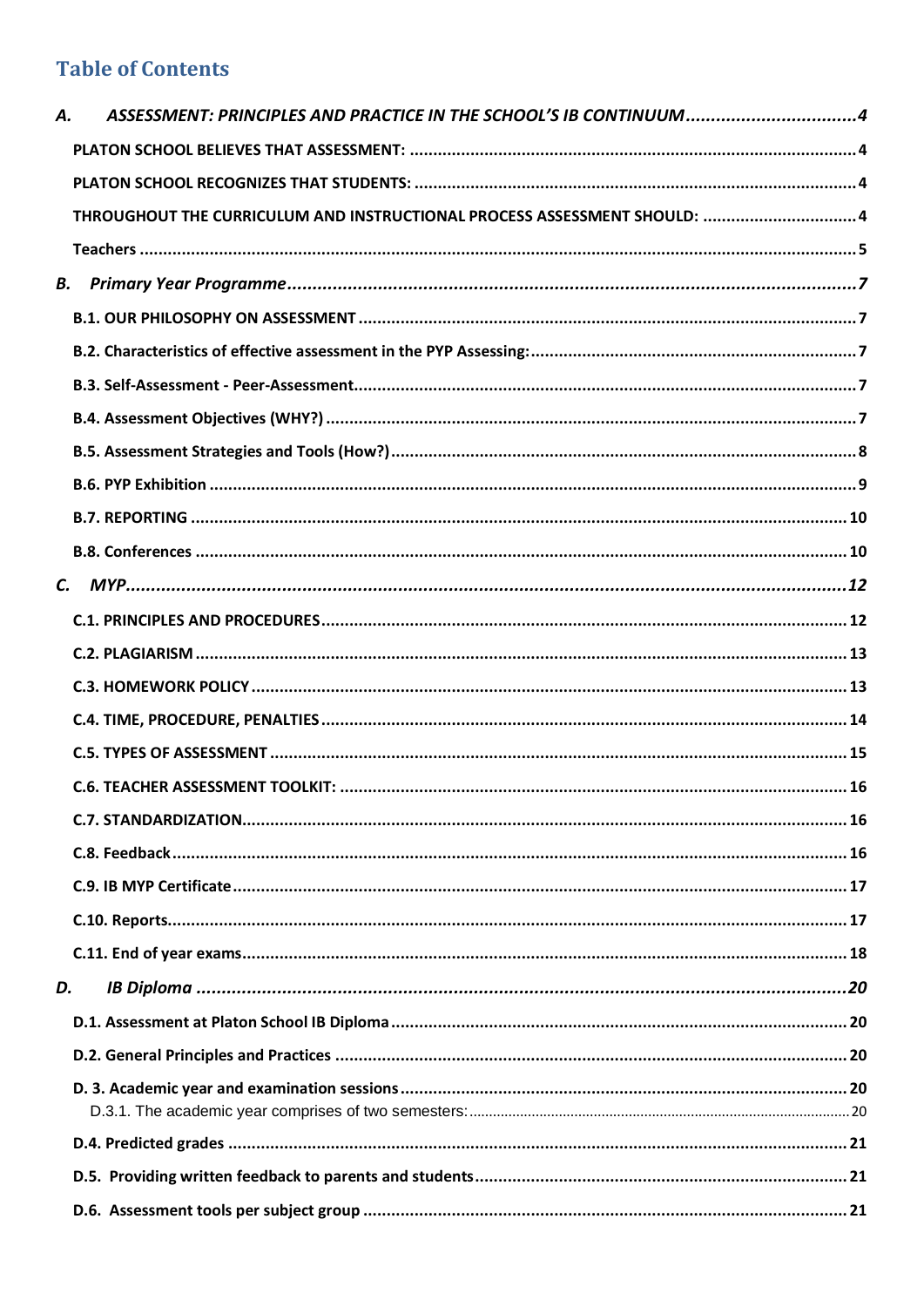## Table of Contents

*A. ASSESSMENT: PRINCIPLES AND PRACTICE IN THE SCHOOL'S IB CONTINUUM* ..... *4*

- **PLATON SCHOOL BELIEVES THAT ASSESSMENT:** ..... **4**
- **PLATON SCHOOL RECOGNIZES THAT STUDENTS:** ..... **4**
- **THROUGHOUT THE CURRICULUM AND INSTRUCTIONAL PROCESS ASSESSMENT SHOULD:** ..... **4**
- **Teachers** ..... **5**

*B. Primary Year Programme* ..... *7*

- **B.1. OUR PHILOSOPHY ON ASSESSMENT** ..... **7**
- **B.2. Characteristics of effective assessment in the PYP Assessing:** ..... **7**
- **B.3. Self-Assessment - Peer-Assessment** ..... **7**
- **B.4. Assessment Objectives (WHY?)** ..... **7**
- **B.5. Assessment Strategies and Tools (How?)** ..... **8**
- **B.6. PYP Exhibition** ..... **9**
- **B.7. REPORTING** ..... **10**
- **B.8. Conferences** ..... **10**

*C. MYP* ..... *12*

- **C.1. PRINCIPLES AND PROCEDURES** ..... **12**
- **C.2. PLAGIARISM** ..... **13**
- **C.3. HOMEWORK POLICY** ..... **13**
- **C.4. TIME, PROCEDURE, PENALTIES** ..... **14**
- **C.5. TYPES OF ASSESSMENT** ..... **15**
- **C.6. TEACHER ASSESSMENT TOOLKIT:** ..... **16**
- **C.7. STANDARDIZATION** ..... **16**
- **C.8. Feedback** ..... **16**
- **C.9. IB MYP Certificate** ..... **17**
- **C.10. Reports** ..... **17**
- **C.11. End of year exams** ..... **18**

*D. IB Diploma* ..... *20*

- **D.1. Assessment at Platon School IB Diploma** ..... **20**
- **D.2. General Principles and Practices** ..... **20**
- **D. 3. Academic year and examination sessions** ..... **20**
  - D.3.1. The academic year comprises of two semesters: ..... 20
- **D.4. Predicted grades** ..... **21**
- **D.5. Providing written feedback to parents and students** ..... **21**
- **D.6. Assessment tools per subject group** ..... **21**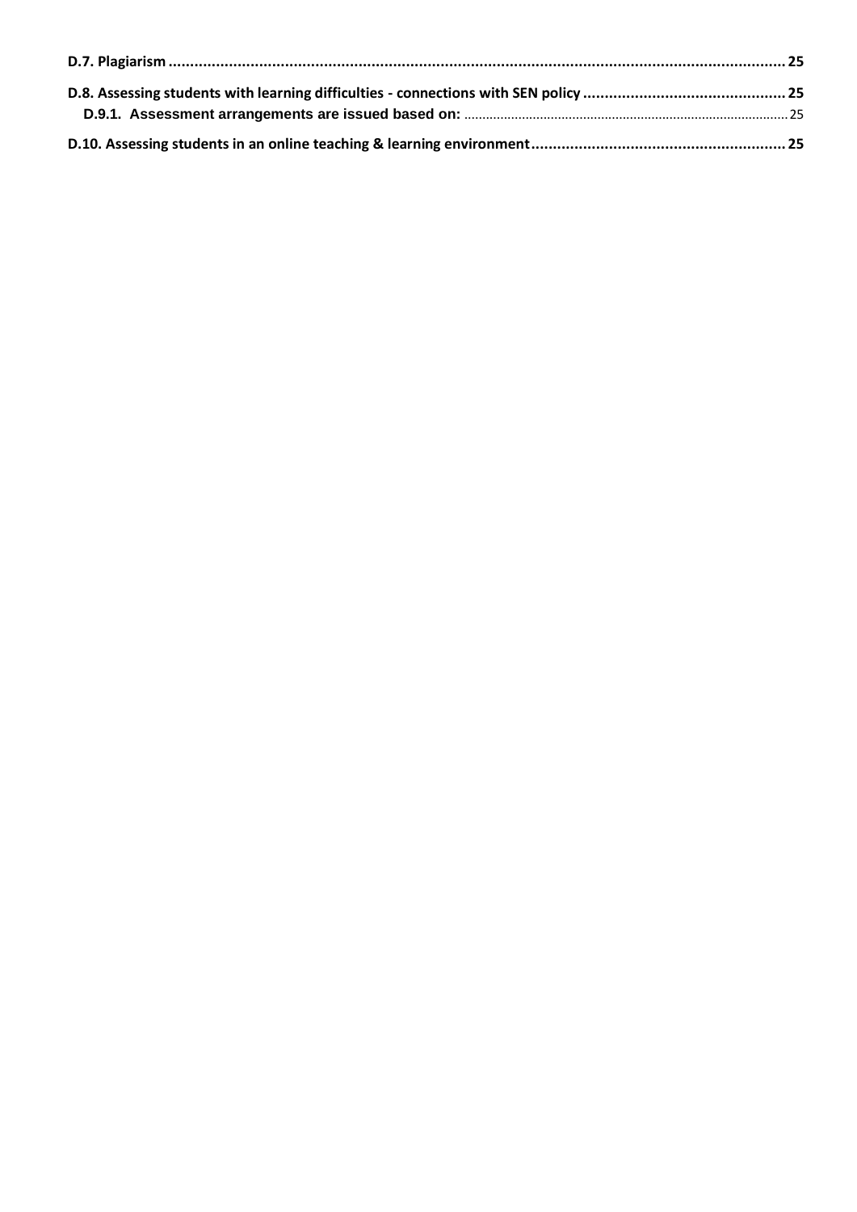**D.7. Plagiarism** ........................................................................................................................................................ **25**

**D.8. Assessing students with learning difficulties - connections with SEN policy** ............................................. **25**

**D.9.1. Assessment arrangements are issued based on:** ........................................................................................ 25

**D.10. Assessing students in an online teaching & learning environment** .......................................................... **25**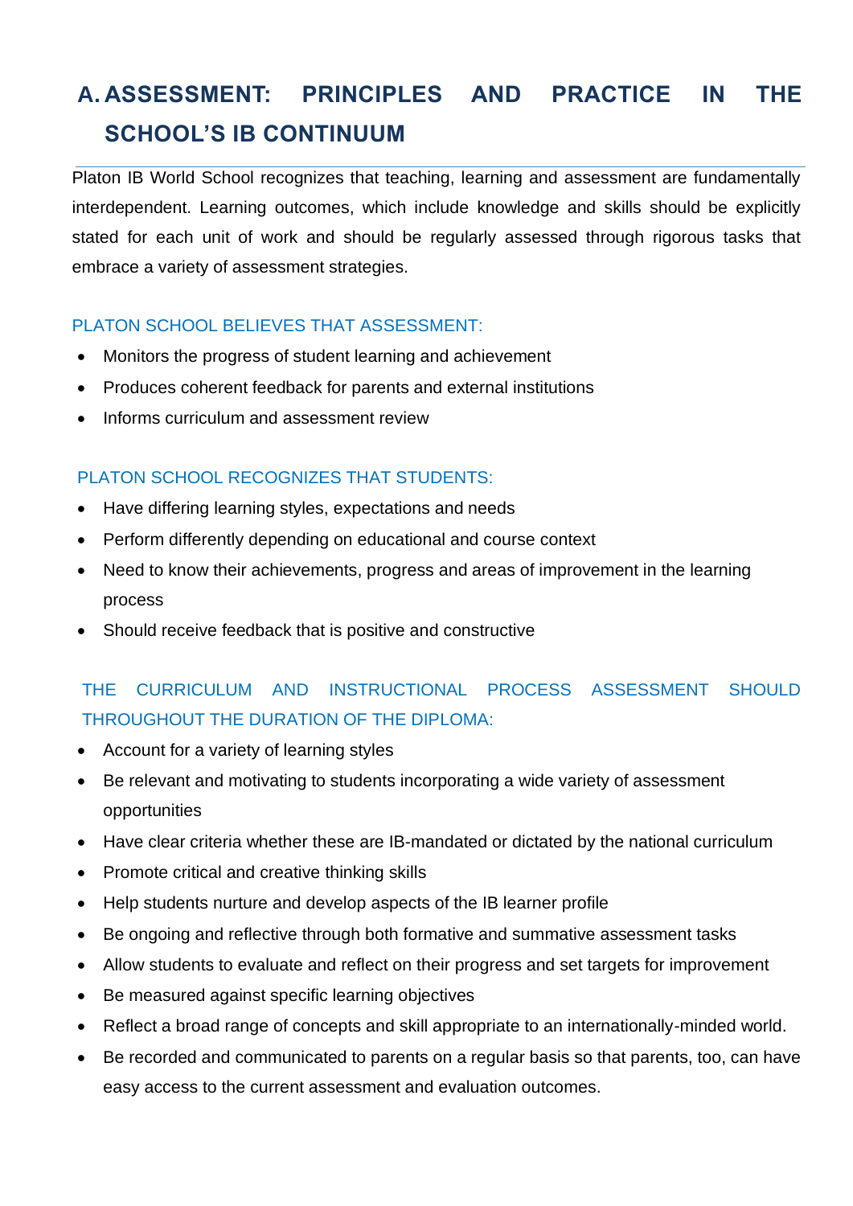# A. ASSESSMENT: PRINCIPLES AND PRACTICE IN THE SCHOOL'S IB CONTINUUM

Platon IB World School recognizes that teaching, learning and assessment are fundamentally interdependent. Learning outcomes, which include knowledge and skills should be explicitly stated for each unit of work and should be regularly assessed through rigorous tasks that embrace a variety of assessment strategies.

### PLATON SCHOOL BELIEVES THAT ASSESSMENT:

- Monitors the progress of student learning and achievement
- Produces coherent feedback for parents and external institutions
- Informs curriculum and assessment review

### PLATON SCHOOL RECOGNIZES THAT STUDENTS:

- Have differing learning styles, expectations and needs
- Perform differently depending on educational and course context
- Need to know their achievements, progress and areas of improvement in the learning process
- Should receive feedback that is positive and constructive

### THE CURRICULUM AND INSTRUCTIONAL PROCESS ASSESSMENT SHOULD THROUGHOUT THE DURATION OF THE DIPLOMA:

- Account for a variety of learning styles
- Be relevant and motivating to students incorporating a wide variety of assessment opportunities
- Have clear criteria whether these are IB-mandated or dictated by the national curriculum
- Promote critical and creative thinking skills
- Help students nurture and develop aspects of the IB learner profile
- Be ongoing and reflective through both formative and summative assessment tasks
- Allow students to evaluate and reflect on their progress and set targets for improvement
- Be measured against specific learning objectives
- Reflect a broad range of concepts and skill appropriate to an internationally-minded world.
- Be recorded and communicated to parents on a regular basis so that parents, too, can have easy access to the current assessment and evaluation outcomes.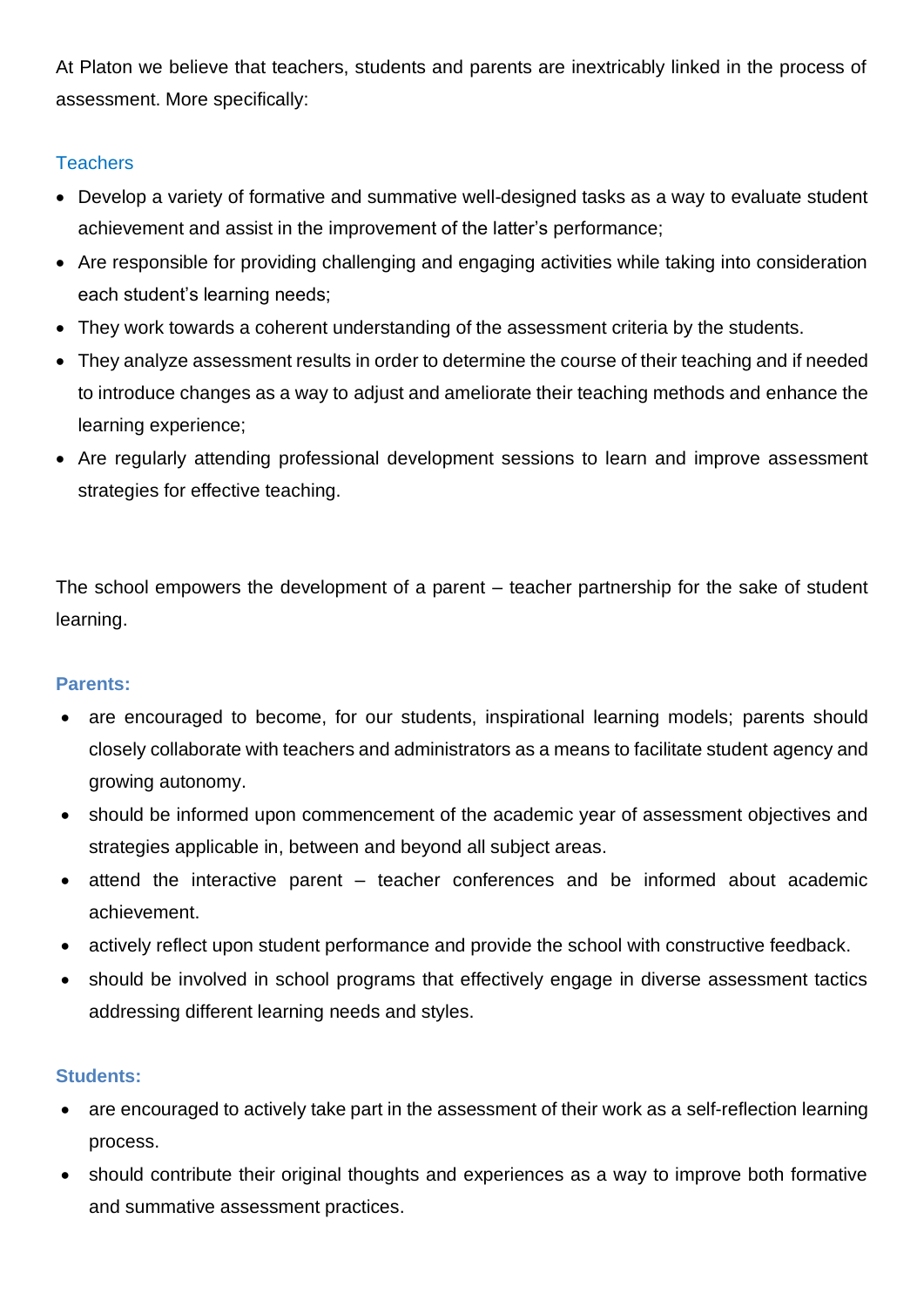At Platon we believe that teachers, students and parents are inextricably linked in the process of assessment. More specifically:

### Teachers

- Develop a variety of formative and summative well-designed tasks as a way to evaluate student achievement and assist in the improvement of the latter's performance;
- Are responsible for providing challenging and engaging activities while taking into consideration each student's learning needs;
- They work towards a coherent understanding of the assessment criteria by the students.
- They analyze assessment results in order to determine the course of their teaching and if needed to introduce changes as a way to adjust and ameliorate their teaching methods and enhance the learning experience;
- Are regularly attending professional development sessions to learn and improve assessment strategies for effective teaching.

The school empowers the development of a parent – teacher partnership for the sake of student learning.

### Parents:

- are encouraged to become, for our students, inspirational learning models; parents should closely collaborate with teachers and administrators as a means to facilitate student agency and growing autonomy.
- should be informed upon commencement of the academic year of assessment objectives and strategies applicable in, between and beyond all subject areas.
- attend the interactive parent – teacher conferences and be informed about academic achievement.
- actively reflect upon student performance and provide the school with constructive feedback.
- should be involved in school programs that effectively engage in diverse assessment tactics addressing different learning needs and styles.

### Students:

- are encouraged to actively take part in the assessment of their work as a self-reflection learning process.
- should contribute their original thoughts and experiences as a way to improve both formative and summative assessment practices.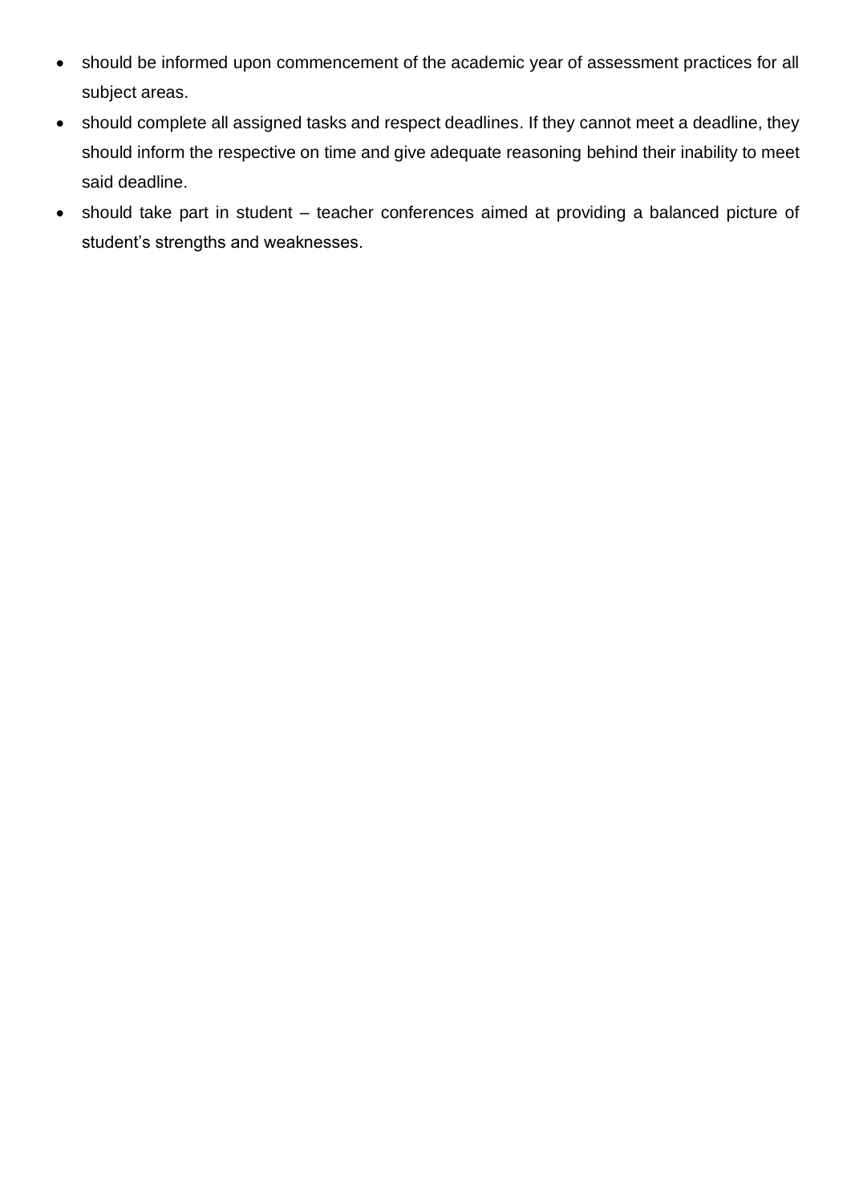- should be informed upon commencement of the academic year of assessment practices for all subject areas.
- should complete all assigned tasks and respect deadlines. If they cannot meet a deadline, they should inform the respective on time and give adequate reasoning behind their inability to meet said deadline.
- should take part in student – teacher conferences aimed at providing a balanced picture of student's strengths and weaknesses.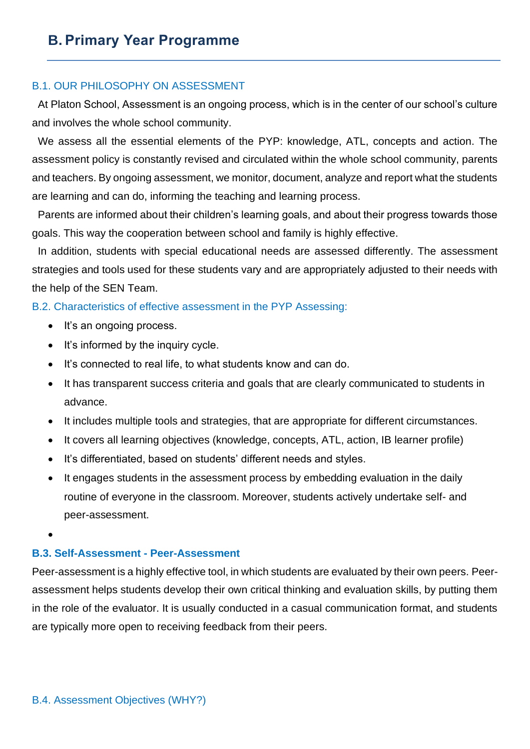## B. Primary Year Programme

### B.1. OUR PHILOSOPHY ON ASSESSMENT

At Platon School, Assessment is an ongoing process, which is in the center of our school's culture and involves the whole school community.

We assess all the essential elements of the PYP: knowledge, ATL, concepts and action. The assessment policy is constantly revised and circulated within the whole school community, parents and teachers. By ongoing assessment, we monitor, document, analyze and report what the students are learning and can do, informing the teaching and learning process.

Parents are informed about their children's learning goals, and about their progress towards those goals. This way the cooperation between school and family is highly effective.

In addition, students with special educational needs are assessed differently. The assessment strategies and tools used for these students vary and are appropriately adjusted to their needs with the help of the SEN Team.

### B.2. Characteristics of effective assessment in the PYP Assessing:

- It's an ongoing process.
- It's informed by the inquiry cycle.
- It's connected to real life, to what students know and can do.
- It has transparent success criteria and goals that are clearly communicated to students in advance.
- It includes multiple tools and strategies, that are appropriate for different circumstances.
- It covers all learning objectives (knowledge, concepts, ATL, action, IB learner profile)
- It's differentiated, based on students' different needs and styles.
- It engages students in the assessment process by embedding evaluation in the daily routine of everyone in the classroom. Moreover, students actively undertake self- and peer-assessment.

### **B.3. Self-Assessment - Peer-Assessment**

Peer-assessment is a highly effective tool, in which students are evaluated by their own peers. Peer-assessment helps students develop their own critical thinking and evaluation skills, by putting them in the role of the evaluator. It is usually conducted in a casual communication format, and students are typically more open to receiving feedback from their peers.

### B.4. Assessment Objectives (WHY?)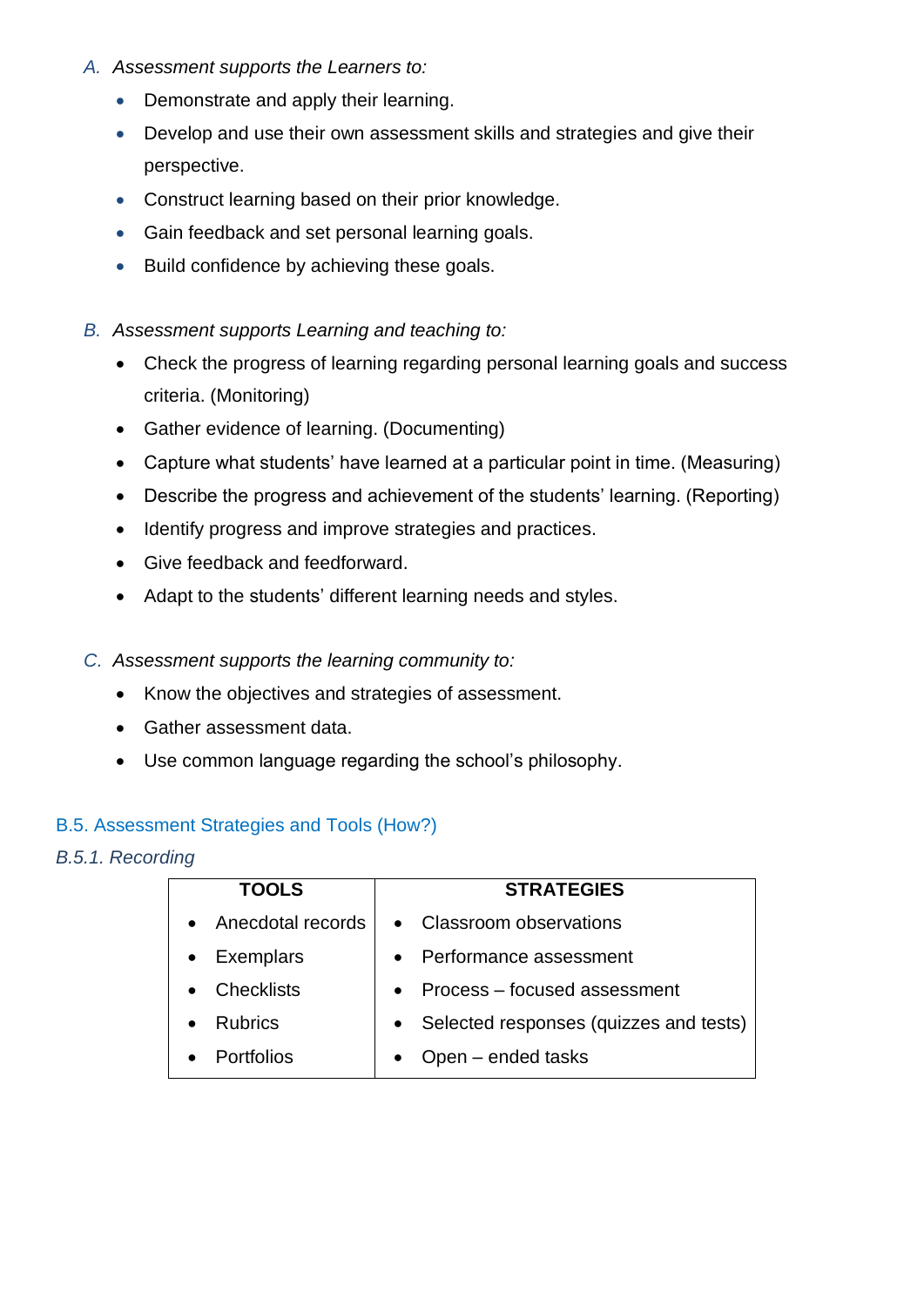A. *Assessment supports the Learners to:*

- Demonstrate and apply their learning.
- Develop and use their own assessment skills and strategies and give their perspective.
- Construct learning based on their prior knowledge.
- Gain feedback and set personal learning goals.
- Build confidence by achieving these goals.

B. *Assessment supports Learning and teaching to:*

- Check the progress of learning regarding personal learning goals and success criteria. (Monitoring)
- Gather evidence of learning. (Documenting)
- Capture what students' have learned at a particular point in time. (Measuring)
- Describe the progress and achievement of the students' learning. (Reporting)
- Identify progress and improve strategies and practices.
- Give feedback and feedforward.
- Adapt to the students' different learning needs and styles.

C. *Assessment supports the learning community to:*

- Know the objectives and strategies of assessment.
- Gather assessment data.
- Use common language regarding the school's philosophy.

## B.5. Assessment Strategies and Tools (How?)

### *B.5.1. Recording*

| TOOLS | STRATEGIES |
|---|---|
| • Anecdotal records | • Classroom observations |
| • Exemplars | • Performance assessment |
| • Checklists | • Process – focused assessment |
| • Rubrics | • Selected responses (quizzes and tests) |
| • Portfolios | • Open – ended tasks |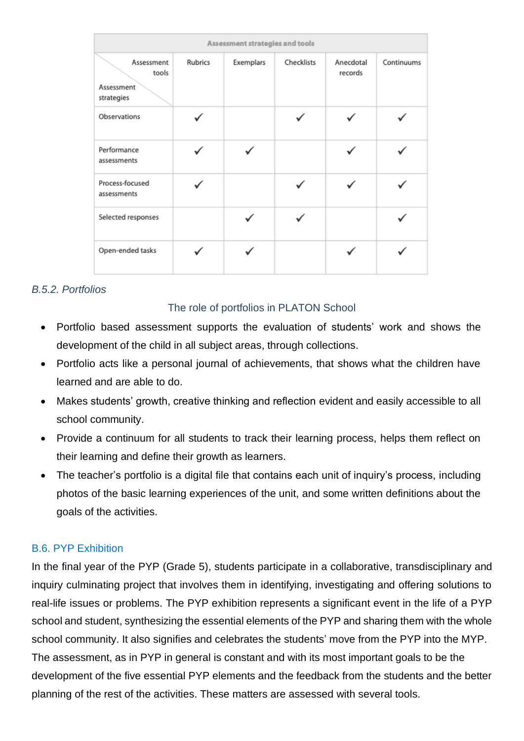| Assessment strategies and tools | | | | | |
|---|---|---|---|---|---|
| Assessment tools / Assessment strategies | Rubrics | Exemplars | Checklists | Anecdotal records | Continuums |
| Observations | ✓ | | ✓ | ✓ | ✓ |
| Performance assessments | ✓ | ✓ | | ✓ | ✓ |
| Process-focused assessments | ✓ | | ✓ | ✓ | ✓ |
| Selected responses | | ✓ | ✓ | | ✓ |
| Open-ended tasks | ✓ | ✓ | | ✓ | ✓ |

### *B.5.2. Portfolios*

The role of portfolios in PLATON School

- Portfolio based assessment supports the evaluation of students' work and shows the development of the child in all subject areas, through collections.
- Portfolio acts like a personal journal of achievements, that shows what the children have learned and are able to do.
- Makes students' growth, creative thinking and reflection evident and easily accessible to all school community.
- Provide a continuum for all students to track their learning process, helps them reflect on their learning and define their growth as learners.
- The teacher's portfolio is a digital file that contains each unit of inquiry's process, including photos of the basic learning experiences of the unit, and some written definitions about the goals of the activities.

## B.6. PYP Exhibition

In the final year of the PYP (Grade 5), students participate in a collaborative, transdisciplinary and inquiry culminating project that involves them in identifying, investigating and offering solutions to real-life issues or problems. The PYP exhibition represents a significant event in the life of a PYP school and student, synthesizing the essential elements of the PYP and sharing them with the whole school community. It also signifies and celebrates the students' move from the PYP into the MYP. The assessment, as in PYP in general is constant and with its most important goals to be the development of the five essential PYP elements and the feedback from the students and the better planning of the rest of the activities. These matters are assessed with several tools.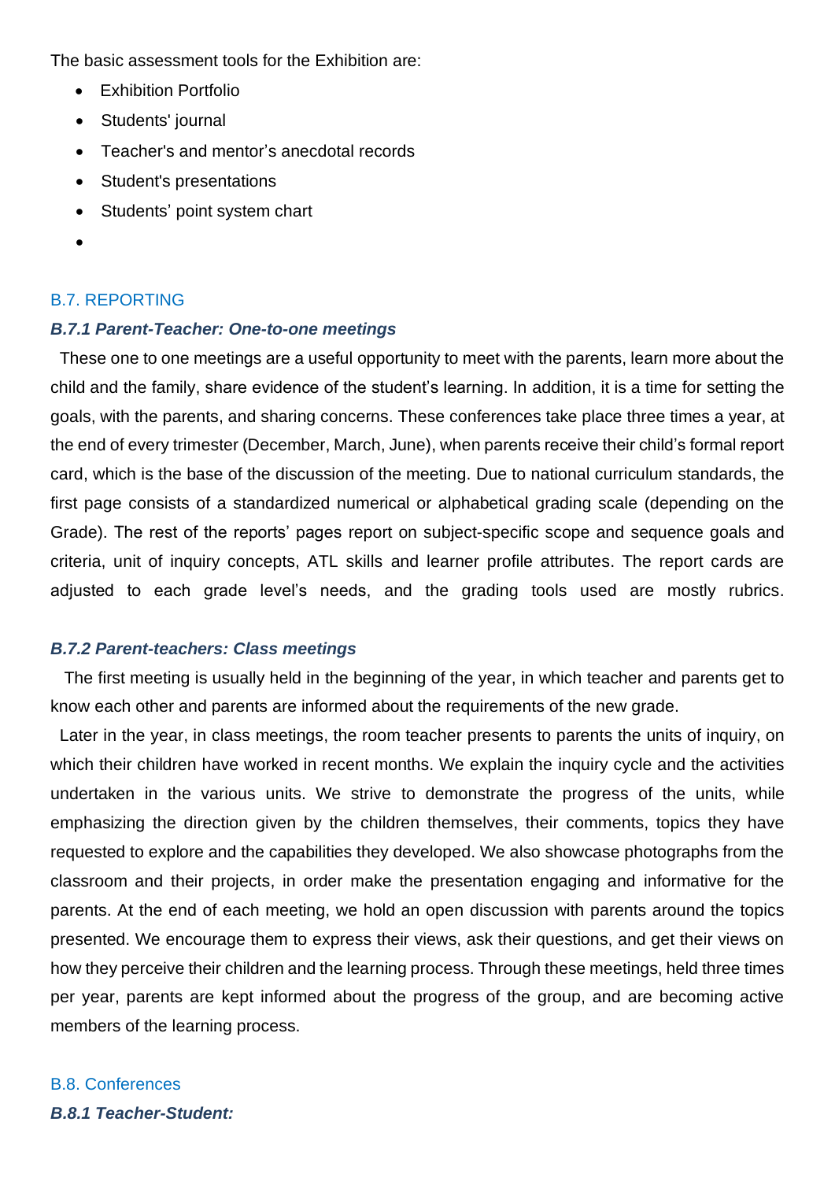The basic assessment tools for the Exhibition are:

- Exhibition Portfolio
- Students' journal
- Teacher's and mentor's anecdotal records
- Student's presentations
- Students' point system chart
- 

## B.7. REPORTING

### *B.7.1 Parent-Teacher: One-to-one meetings*

These one to one meetings are a useful opportunity to meet with the parents, learn more about the child and the family, share evidence of the student's learning. In addition, it is a time for setting the goals, with the parents, and sharing concerns. These conferences take place three times a year, at the end of every trimester (December, March, June), when parents receive their child's formal report card, which is the base of the discussion of the meeting. Due to national curriculum standards, the first page consists of a standardized numerical or alphabetical grading scale (depending on the Grade). The rest of the reports' pages report on subject-specific scope and sequence goals and criteria, unit of inquiry concepts, ATL skills and learner profile attributes. The report cards are adjusted to each grade level's needs, and the grading tools used are mostly rubrics.

### *B.7.2 Parent-teachers: Class meetings*

The first meeting is usually held in the beginning of the year, in which teacher and parents get to know each other and parents are informed about the requirements of the new grade.

Later in the year, in class meetings, the room teacher presents to parents the units of inquiry, on which their children have worked in recent months. We explain the inquiry cycle and the activities undertaken in the various units. We strive to demonstrate the progress of the units, while emphasizing the direction given by the children themselves, their comments, topics they have requested to explore and the capabilities they developed. We also showcase photographs from the classroom and their projects, in order make the presentation engaging and informative for the parents. At the end of each meeting, we hold an open discussion with parents around the topics presented. We encourage them to express their views, ask their questions, and get their views on how they perceive their children and the learning process. Through these meetings, held three times per year, parents are kept informed about the progress of the group, and are becoming active members of the learning process.

## B.8. Conferences

### *B.8.1 Teacher-Student:*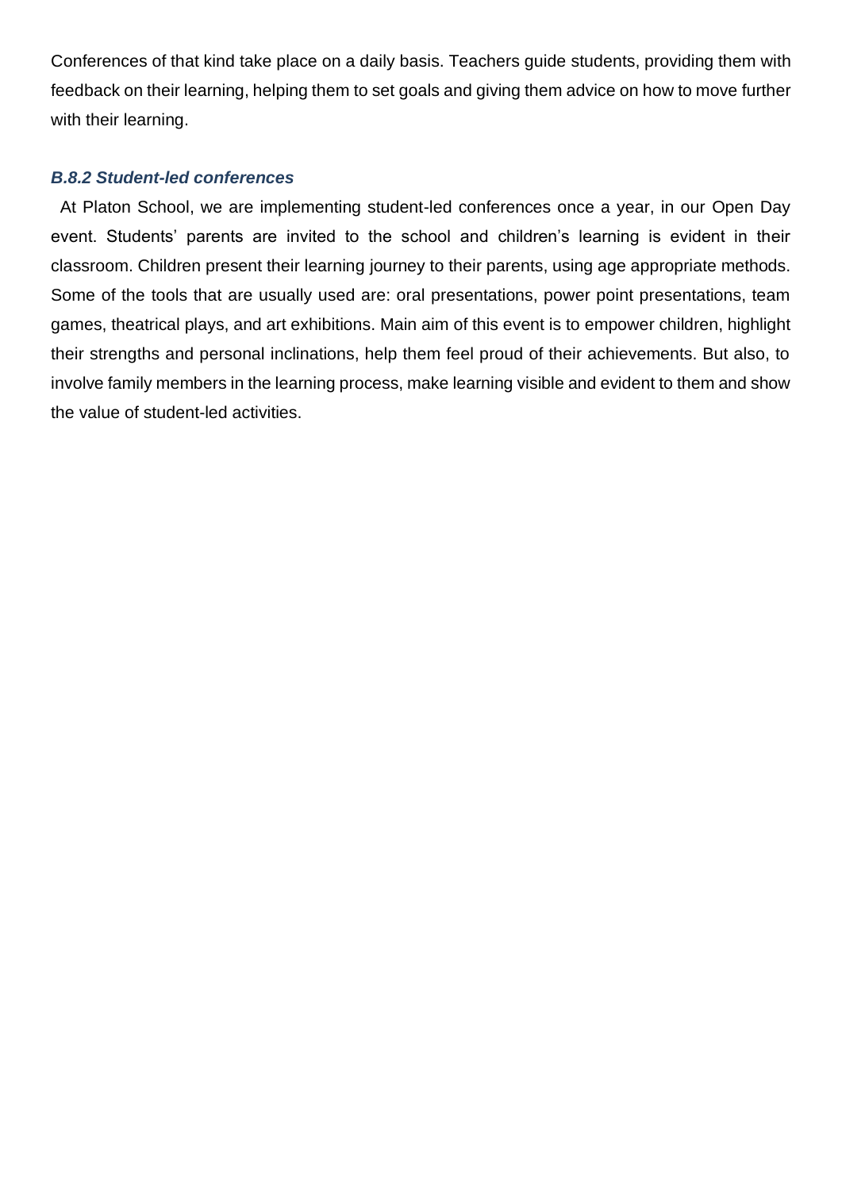Conferences of that kind take place on a daily basis. Teachers guide students, providing them with feedback on their learning, helping them to set goals and giving them advice on how to move further with their learning.

### *B.8.2 Student-led conferences*

At Platon School, we are implementing student-led conferences once a year, in our Open Day event. Students' parents are invited to the school and children's learning is evident in their classroom. Children present their learning journey to their parents, using age appropriate methods. Some of the tools that are usually used are: oral presentations, power point presentations, team games, theatrical plays, and art exhibitions. Main aim of this event is to empower children, highlight their strengths and personal inclinations, help them feel proud of their achievements. But also, to involve family members in the learning process, make learning visible and evident to them and show the value of student-led activities.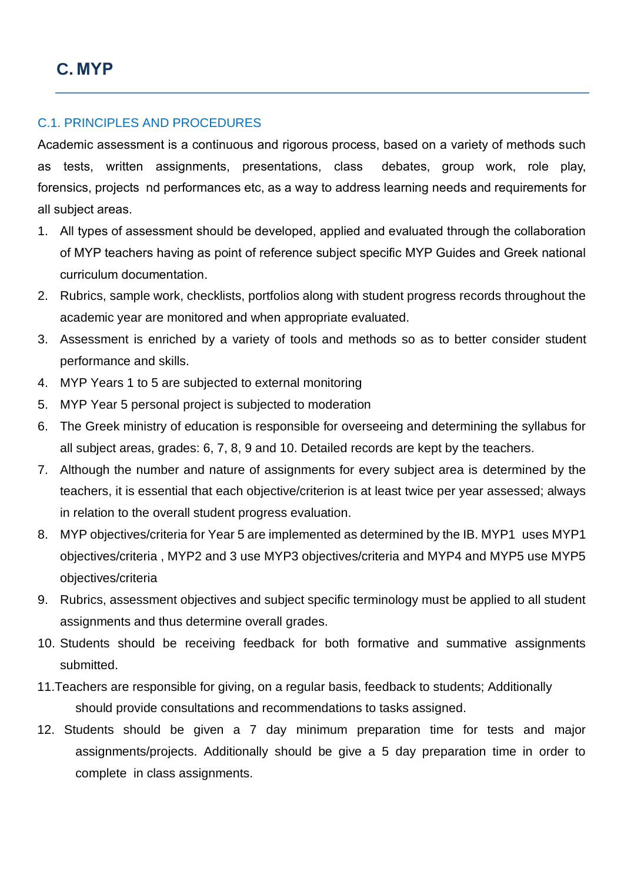# C. MYP

## C.1. PRINCIPLES AND PROCEDURES

Academic assessment is a continuous and rigorous process, based on a variety of methods such as tests, written assignments, presentations, class debates, group work, role play, forensics, projects nd performances etc, as a way to address learning needs and requirements for all subject areas.

1. All types of assessment should be developed, applied and evaluated through the collaboration of MYP teachers having as point of reference subject specific MYP Guides and Greek national curriculum documentation.
2. Rubrics, sample work, checklists, portfolios along with student progress records throughout the academic year are monitored and when appropriate evaluated.
3. Assessment is enriched by a variety of tools and methods so as to better consider student performance and skills.
4. MYP Years 1 to 5 are subjected to external monitoring
5. MYP Year 5 personal project is subjected to moderation
6. The Greek ministry of education is responsible for overseeing and determining the syllabus for all subject areas, grades: 6, 7, 8, 9 and 10. Detailed records are kept by the teachers.
7. Although the number and nature of assignments for every subject area is determined by the teachers, it is essential that each objective/criterion is at least twice per year assessed; always in relation to the overall student progress evaluation.
8. MYP objectives/criteria for Year 5 are implemented as determined by the IB. MYP1 uses MYP1 objectives/criteria , MYP2 and 3 use MYP3 objectives/criteria and MYP4 and MYP5 use MYP5 objectives/criteria
9. Rubrics, assessment objectives and subject specific terminology must be applied to all student assignments and thus determine overall grades.
10. Students should be receiving feedback for both formative and summative assignments submitted.
11. Teachers are responsible for giving, on a regular basis, feedback to students; Additionally should provide consultations and recommendations to tasks assigned.
12. Students should be given a 7 day minimum preparation time for tests and major assignments/projects. Additionally should be give a 5 day preparation time in order to complete in class assignments.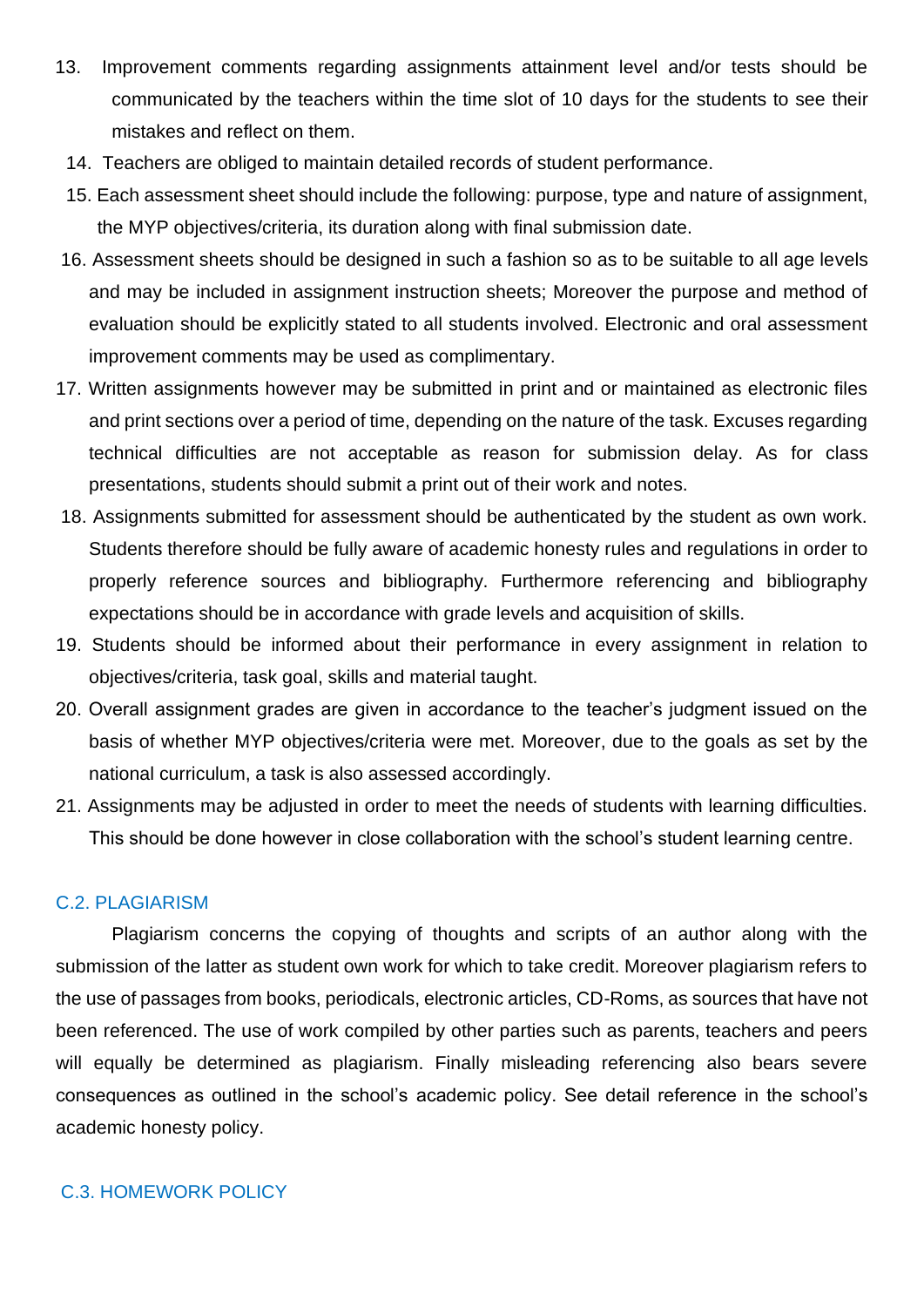13. Improvement comments regarding assignments attainment level and/or tests should be communicated by the teachers within the time slot of 10 days for the students to see their mistakes and reflect on them.
14. Teachers are obliged to maintain detailed records of student performance.
15. Each assessment sheet should include the following: purpose, type and nature of assignment, the MYP objectives/criteria, its duration along with final submission date.
16. Assessment sheets should be designed in such a fashion so as to be suitable to all age levels and may be included in assignment instruction sheets; Moreover the purpose and method of evaluation should be explicitly stated to all students involved. Electronic and oral assessment improvement comments may be used as complimentary.
17. Written assignments however may be submitted in print and or maintained as electronic files and print sections over a period of time, depending on the nature of the task. Excuses regarding technical difficulties are not acceptable as reason for submission delay. As for class presentations, students should submit a print out of their work and notes.
18. Assignments submitted for assessment should be authenticated by the student as own work. Students therefore should be fully aware of academic honesty rules and regulations in order to properly reference sources and bibliography. Furthermore referencing and bibliography expectations should be in accordance with grade levels and acquisition of skills.
19. Students should be informed about their performance in every assignment in relation to objectives/criteria, task goal, skills and material taught.
20. Overall assignment grades are given in accordance to the teacher's judgment issued on the basis of whether MYP objectives/criteria were met. Moreover, due to the goals as set by the national curriculum, a task is also assessed accordingly.
21. Assignments may be adjusted in order to meet the needs of students with learning difficulties. This should be done however in close collaboration with the school's student learning centre.

## C.2. PLAGIARISM

Plagiarism concerns the copying of thoughts and scripts of an author along with the submission of the latter as student own work for which to take credit. Moreover plagiarism refers to the use of passages from books, periodicals, electronic articles, CD-Roms, as sources that have not been referenced. The use of work compiled by other parties such as parents, teachers and peers will equally be determined as plagiarism. Finally misleading referencing also bears severe consequences as outlined in the school's academic policy. See detail reference in the school's academic honesty policy.

## C.3. HOMEWORK POLICY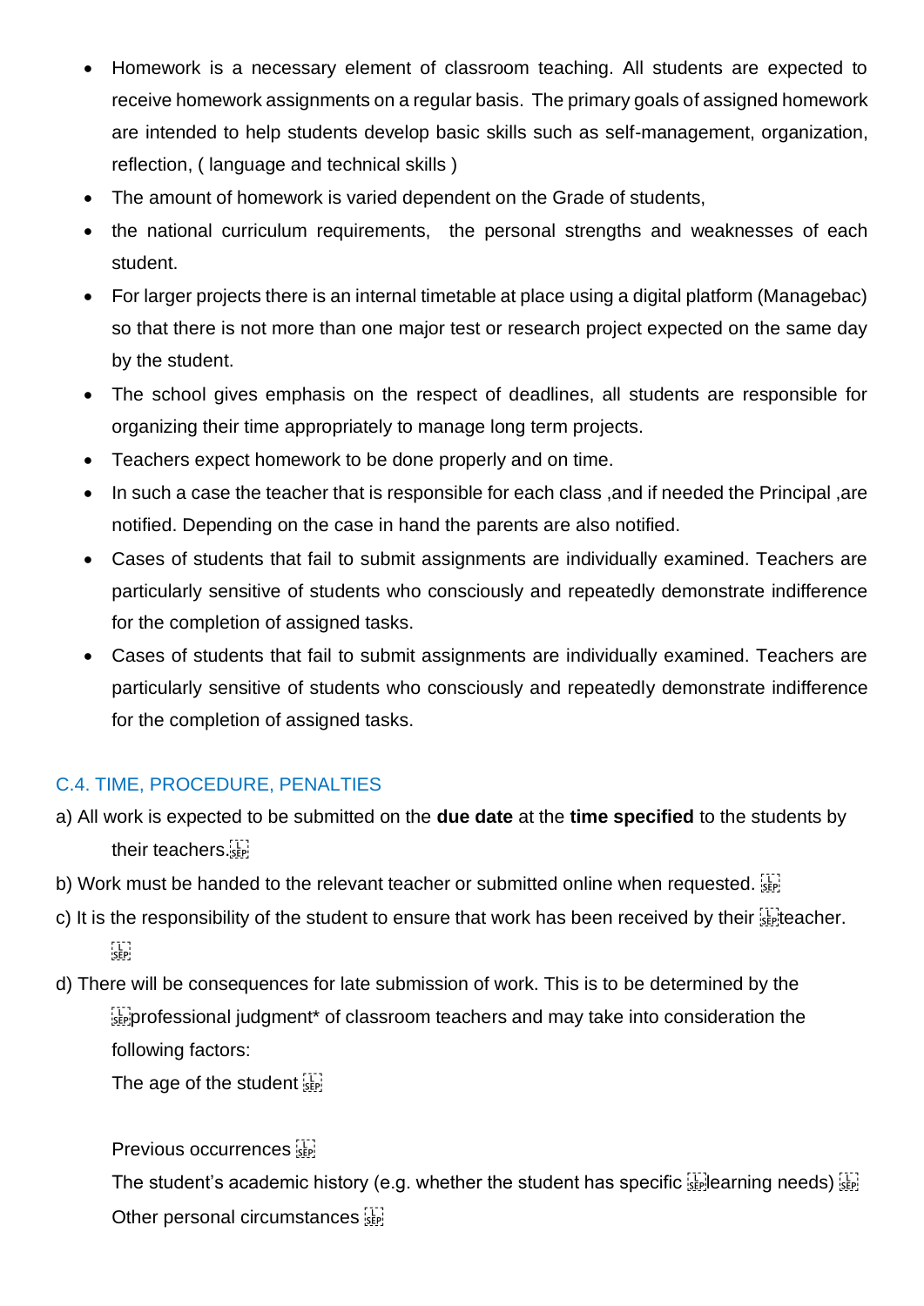- Homework is a necessary element of classroom teaching. All students are expected to receive homework assignments on a regular basis. The primary goals of assigned homework are intended to help students develop basic skills such as self-management, organization, reflection, ( language and technical skills )
- The amount of homework is varied dependent on the Grade of students,
- the national curriculum requirements, the personal strengths and weaknesses of each student.
- For larger projects there is an internal timetable at place using a digital platform (Managebac) so that there is not more than one major test or research project expected on the same day by the student.
- The school gives emphasis on the respect of deadlines, all students are responsible for organizing their time appropriately to manage long term projects.
- Teachers expect homework to be done properly and on time.
- In such a case the teacher that is responsible for each class ,and if needed the Principal ,are notified. Depending on the case in hand the parents are also notified.
- Cases of students that fail to submit assignments are individually examined. Teachers are particularly sensitive of students who consciously and repeatedly demonstrate indifference for the completion of assigned tasks.
- Cases of students that fail to submit assignments are individually examined. Teachers are particularly sensitive of students who consciously and repeatedly demonstrate indifference for the completion of assigned tasks.

## C.4. TIME, PROCEDURE, PENALTIES

a) All work is expected to be submitted on the **due date** at the **time specified** to the students by their teachers.

b) Work must be handed to the relevant teacher or submitted online when requested.

c) It is the responsibility of the student to ensure that work has been received by their teacher.

d) There will be consequences for late submission of work. This is to be determined by the professional judgment* of classroom teachers and may take into consideration the following factors:

The age of the student

Previous occurrences

The student's academic history (e.g. whether the student has specific learning needs)

Other personal circumstances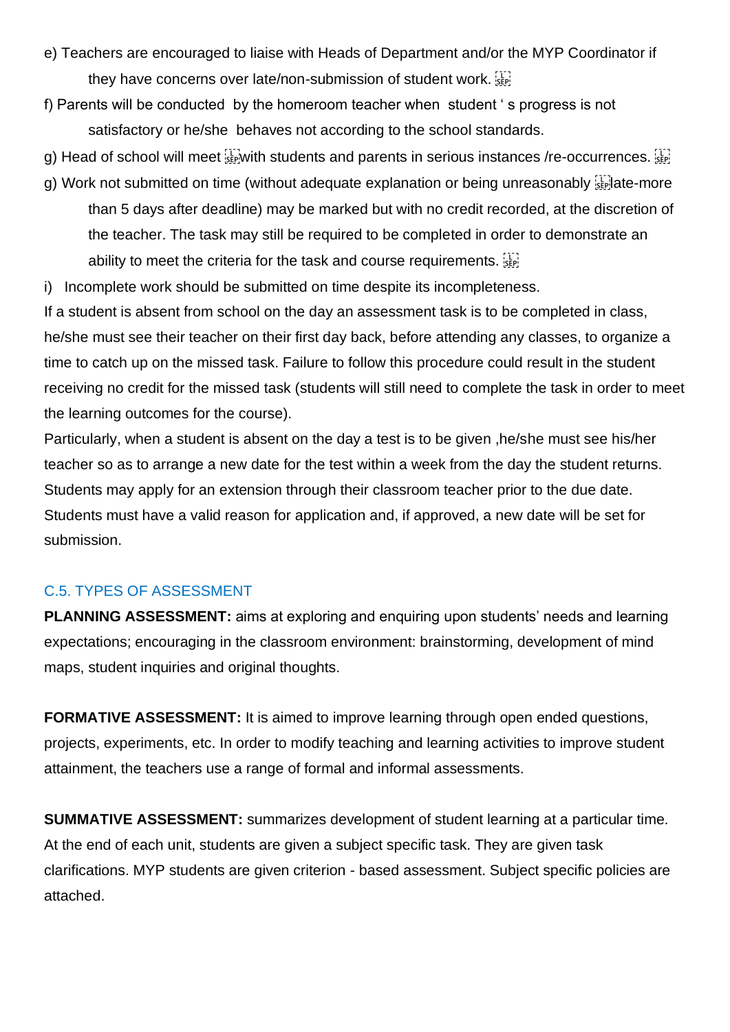e) Teachers are encouraged to liaise with Heads of Department and/or the MYP Coordinator if they have concerns over late/non-submission of student work.

f) Parents will be conducted by the homeroom teacher when student ' s progress is not satisfactory or he/she behaves not according to the school standards.

g) Head of school will meet with students and parents in serious instances /re-occurrences.

g) Work not submitted on time (without adequate explanation or being unreasonably late-more than 5 days after deadline) may be marked but with no credit recorded, at the discretion of the teacher. The task may still be required to be completed in order to demonstrate an ability to meet the criteria for the task and course requirements.

i) Incomplete work should be submitted on time despite its incompleteness.

If a student is absent from school on the day an assessment task is to be completed in class, he/she must see their teacher on their first day back, before attending any classes, to organize a time to catch up on the missed task. Failure to follow this procedure could result in the student receiving no credit for the missed task (students will still need to complete the task in order to meet the learning outcomes for the course).

Particularly, when a student is absent on the day a test is to be given ,he/she must see his/her teacher so as to arrange a new date for the test within a week from the day the student returns. Students may apply for an extension through their classroom teacher prior to the due date. Students must have a valid reason for application and, if approved, a new date will be set for submission.

## C.5. TYPES OF ASSESSMENT

**PLANNING ASSESSMENT:** aims at exploring and enquiring upon students' needs and learning expectations; encouraging in the classroom environment: brainstorming, development of mind maps, student inquiries and original thoughts.

**FORMATIVE ASSESSMENT:** It is aimed to improve learning through open ended questions, projects, experiments, etc. In order to modify teaching and learning activities to improve student attainment, the teachers use a range of formal and informal assessments.

**SUMMATIVE ASSESSMENT:** summarizes development of student learning at a particular time. At the end of each unit, students are given a subject specific task. They are given task clarifications. MYP students are given criterion - based assessment. Subject specific policies are attached.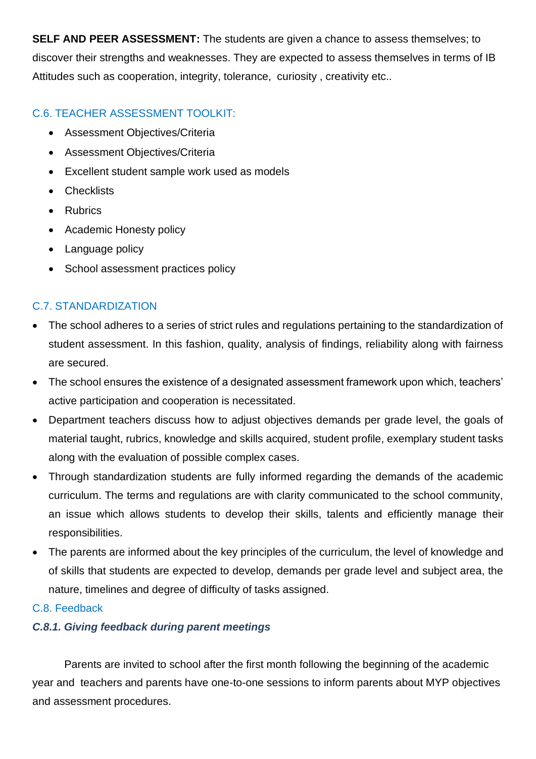**SELF AND PEER ASSESSMENT:** The students are given a chance to assess themselves; to discover their strengths and weaknesses. They are expected to assess themselves in terms of IB Attitudes such as cooperation, integrity, tolerance, curiosity , creativity etc..

## C.6. TEACHER ASSESSMENT TOOLKIT:

- Assessment Objectives/Criteria
- Assessment Objectives/Criteria
- Excellent student sample work used as models
- Checklists
- Rubrics
- Academic Honesty policy
- Language policy
- School assessment practices policy

## C.7. STANDARDIZATION

- The school adheres to a series of strict rules and regulations pertaining to the standardization of student assessment. In this fashion, quality, analysis of findings, reliability along with fairness are secured.
- The school ensures the existence of a designated assessment framework upon which, teachers' active participation and cooperation is necessitated.
- Department teachers discuss how to adjust objectives demands per grade level, the goals of material taught, rubrics, knowledge and skills acquired, student profile, exemplary student tasks along with the evaluation of possible complex cases.
- Through standardization students are fully informed regarding the demands of the academic curriculum. The terms and regulations are with clarity communicated to the school community, an issue which allows students to develop their skills, talents and efficiently manage their responsibilities.
- The parents are informed about the key principles of the curriculum, the level of knowledge and of skills that students are expected to develop, demands per grade level and subject area, the nature, timelines and degree of difficulty of tasks assigned.

## C.8. Feedback

### *C.8.1. Giving feedback during parent meetings*

Parents are invited to school after the first month following the beginning of the academic year and teachers and parents have one-to-one sessions to inform parents about MYP objectives and assessment procedures.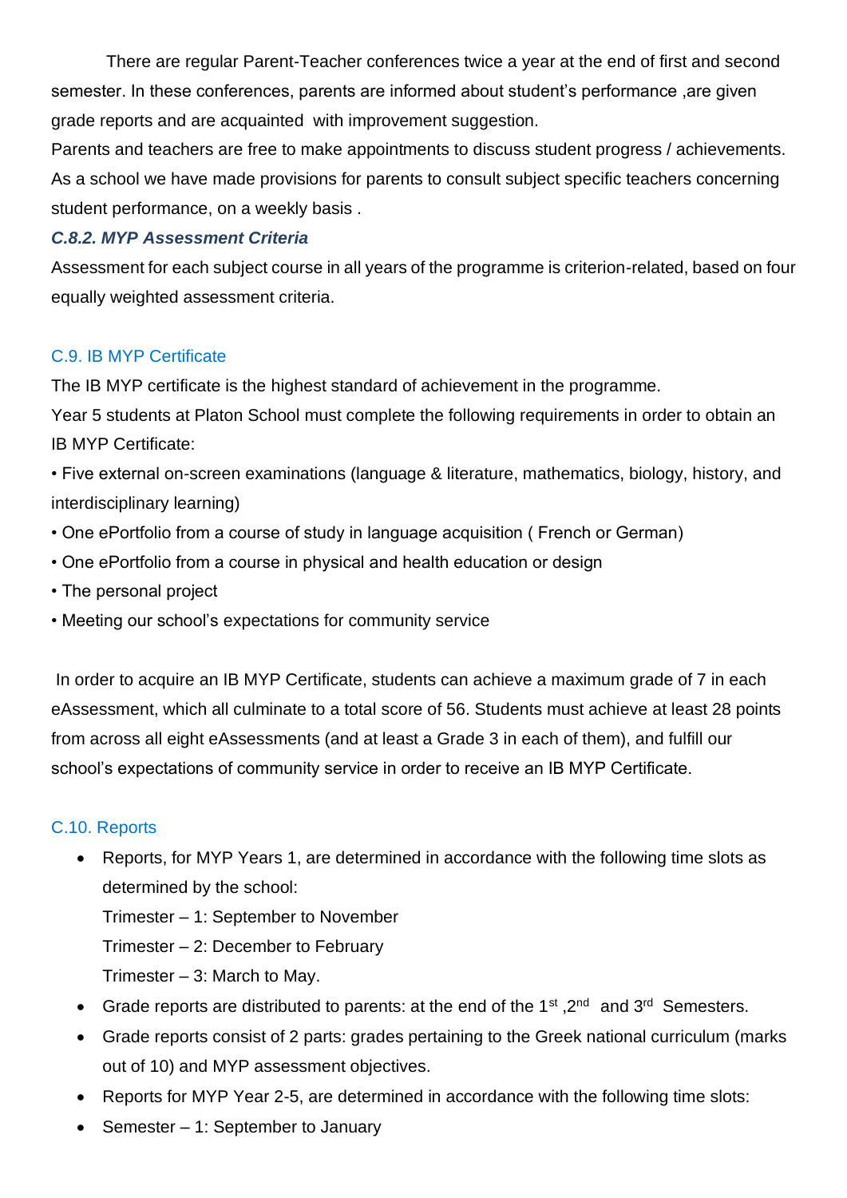There are regular Parent-Teacher conferences twice a year at the end of first and second semester. In these conferences, parents are informed about student's performance ,are given grade reports and are acquainted with improvement suggestion.

Parents and teachers are free to make appointments to discuss student progress / achievements. As a school we have made provisions for parents to consult subject specific teachers concerning student performance, on a weekly basis .

#### ***C.8.2. MYP Assessment Criteria***

Assessment for each subject course in all years of the programme is criterion-related, based on four equally weighted assessment criteria.

### C.9. IB MYP Certificate

The IB MYP certificate is the highest standard of achievement in the programme.

Year 5 students at Platon School must complete the following requirements in order to obtain an IB MYP Certificate:

- Five external on-screen examinations (language & literature, mathematics, biology, history, and interdisciplinary learning)
- One ePortfolio from a course of study in language acquisition ( French or German)
- One ePortfolio from a course in physical and health education or design
- The personal project
- Meeting our school's expectations for community service

In order to acquire an IB MYP Certificate, students can achieve a maximum grade of 7 in each eAssessment, which all culminate to a total score of 56. Students must achieve at least 28 points from across all eight eAssessments (and at least a Grade 3 in each of them), and fulfill our school's expectations of community service in order to receive an IB MYP Certificate.

### C.10. Reports

- Reports, for MYP Years 1, are determined in accordance with the following time slots as determined by the school:
  Trimester – 1: September to November
  Trimester – 2: December to February
  Trimester – 3: March to May.
- Grade reports are distributed to parents: at the end of the 1st ,2nd and 3rd Semesters.
- Grade reports consist of 2 parts: grades pertaining to the Greek national curriculum (marks out of 10) and MYP assessment objectives.
- Reports for MYP Year 2-5, are determined in accordance with the following time slots:
- Semester – 1: September to January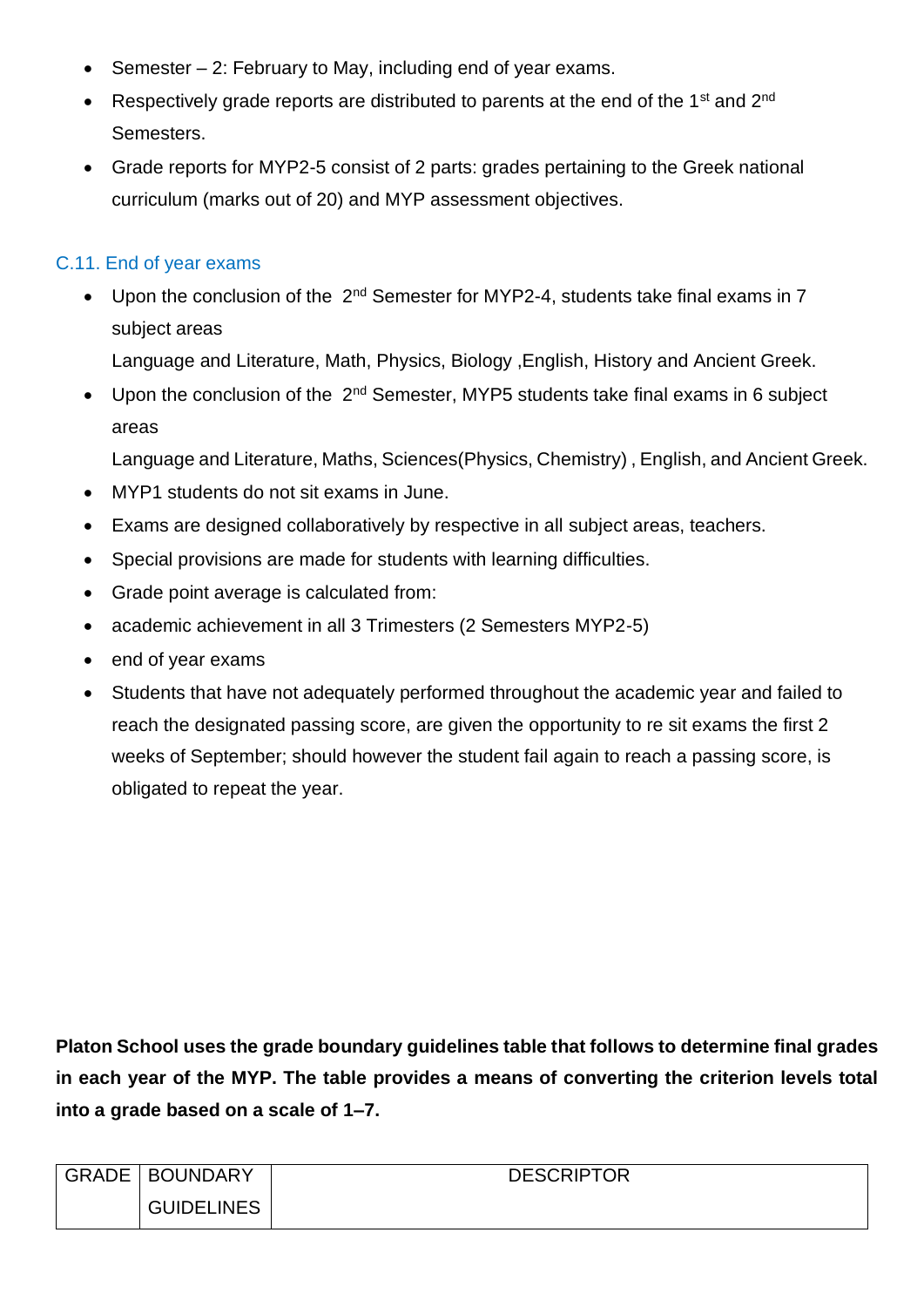- Semester – 2: February to May, including end of year exams.
- Respectively grade reports are distributed to parents at the end of the 1st and 2nd Semesters.
- Grade reports for MYP2-5 consist of 2 parts: grades pertaining to the Greek national curriculum (marks out of 20) and MYP assessment objectives.

### C.11. End of year exams

- Upon the conclusion of the 2nd Semester for MYP2-4, students take final exams in 7 subject areas

  Language and Literature, Math, Physics, Biology ,English, History and Ancient Greek.
- Upon the conclusion of the 2nd Semester, MYP5 students take final exams in 6 subject areas

  Language and Literature, Maths, Sciences(Physics, Chemistry) , English, and Ancient Greek.
- MYP1 students do not sit exams in June.
- Exams are designed collaboratively by respective in all subject areas, teachers.
- Special provisions are made for students with learning difficulties.
- Grade point average is calculated from:
- academic achievement in all 3 Trimesters (2 Semesters MYP2-5)
- end of year exams
- Students that have not adequately performed throughout the academic year and failed to reach the designated passing score, are given the opportunity to re sit exams the first 2 weeks of September; should however the student fail again to reach a passing score, is obligated to repeat the year.

**Platon School uses the grade boundary guidelines table that follows to determine final grades in each year of the MYP. The table provides a means of converting the criterion levels total into a grade based on a scale of 1–7.**

| GRADE | BOUNDARY GUIDELINES | DESCRIPTOR |
|---|---|---|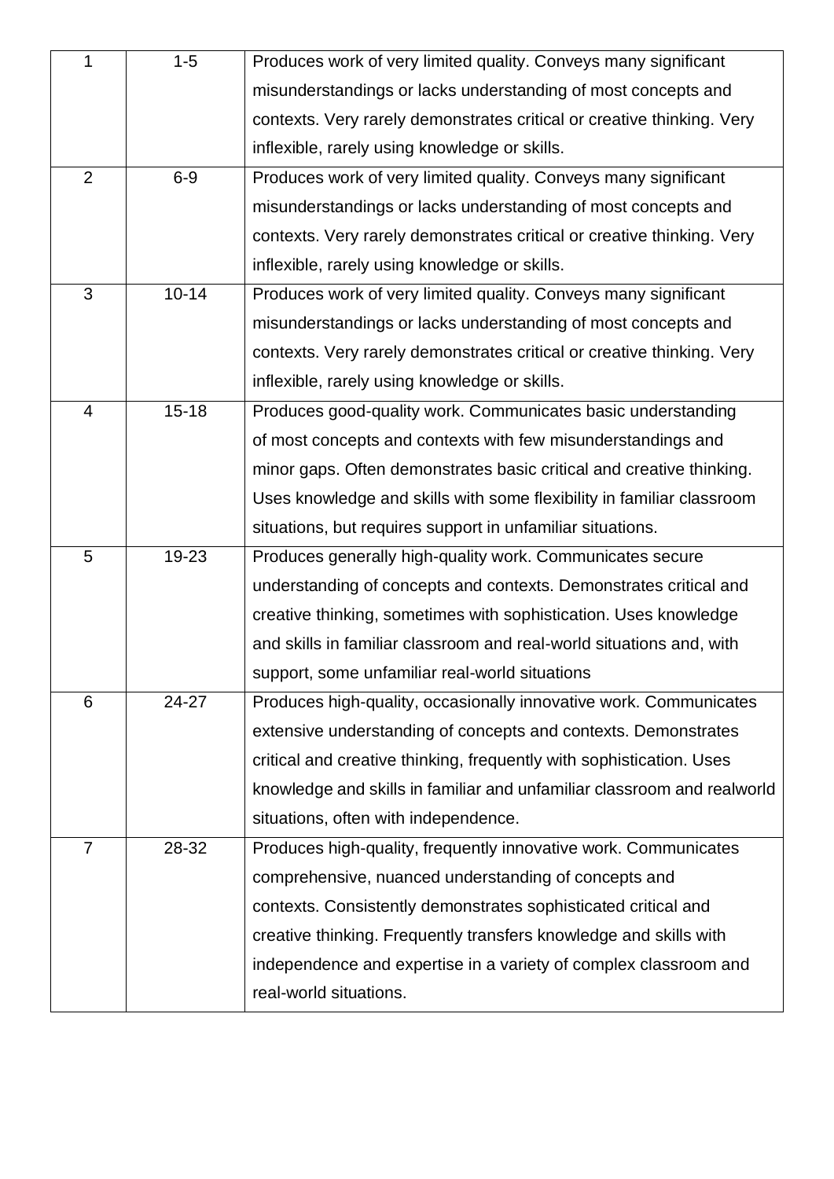| 1 | 1-5 | Produces work of very limited quality. Conveys many significant misunderstandings or lacks understanding of most concepts and contexts. Very rarely demonstrates critical or creative thinking. Very inflexible, rarely using knowledge or skills. |
|---|---|---|
| 2 | 6-9 | Produces work of very limited quality. Conveys many significant misunderstandings or lacks understanding of most concepts and contexts. Very rarely demonstrates critical or creative thinking. Very inflexible, rarely using knowledge or skills. |
| 3 | 10-14 | Produces work of very limited quality. Conveys many significant misunderstandings or lacks understanding of most concepts and contexts. Very rarely demonstrates critical or creative thinking. Very inflexible, rarely using knowledge or skills. |
| 4 | 15-18 | Produces good-quality work. Communicates basic understanding of most concepts and contexts with few misunderstandings and minor gaps. Often demonstrates basic critical and creative thinking. Uses knowledge and skills with some flexibility in familiar classroom situations, but requires support in unfamiliar situations. |
| 5 | 19-23 | Produces generally high-quality work. Communicates secure understanding of concepts and contexts. Demonstrates critical and creative thinking, sometimes with sophistication. Uses knowledge and skills in familiar classroom and real-world situations and, with support, some unfamiliar real-world situations |
| 6 | 24-27 | Produces high-quality, occasionally innovative work. Communicates extensive understanding of concepts and contexts. Demonstrates critical and creative thinking, frequently with sophistication. Uses knowledge and skills in familiar and unfamiliar classroom and realworld situations, often with independence. |
| 7 | 28-32 | Produces high-quality, frequently innovative work. Communicates comprehensive, nuanced understanding of concepts and contexts. Consistently demonstrates sophisticated critical and creative thinking. Frequently transfers knowledge and skills with independence and expertise in a variety of complex classroom and real-world situations. |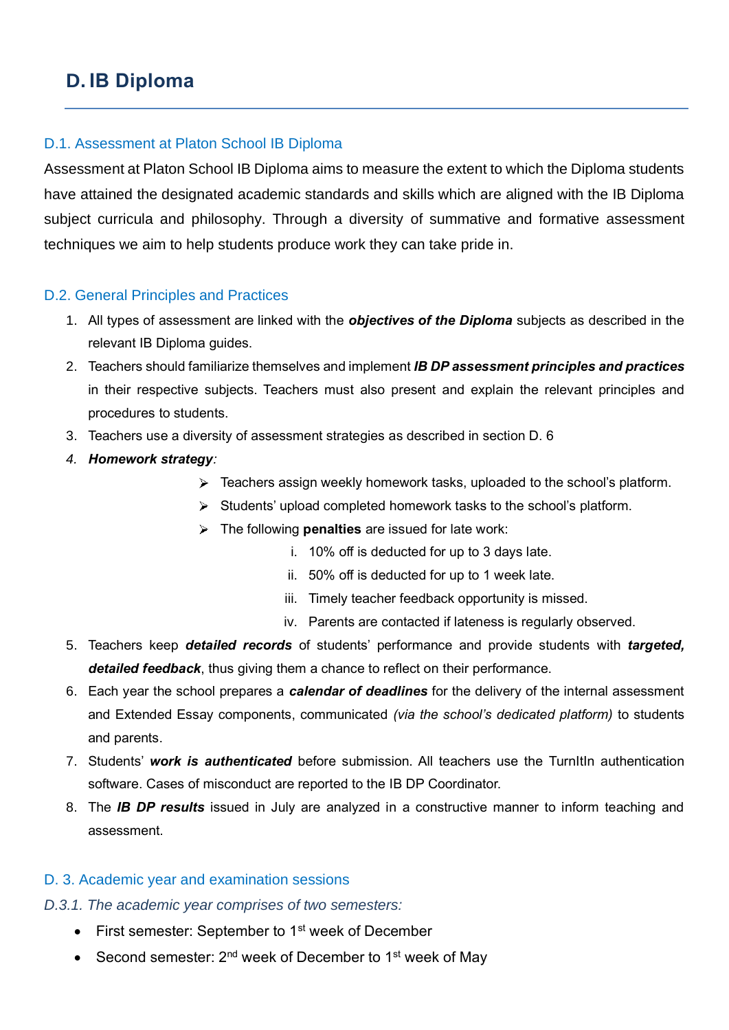# D. IB Diploma

## D.1. Assessment at Platon School IB Diploma

Assessment at Platon School IB Diploma aims to measure the extent to which the Diploma students have attained the designated academic standards and skills which are aligned with the IB Diploma subject curricula and philosophy. Through a diversity of summative and formative assessment techniques we aim to help students produce work they can take pride in.

## D.2. General Principles and Practices

1. All types of assessment are linked with the ***objectives of the Diploma*** subjects as described in the relevant IB Diploma guides.
2. Teachers should familiarize themselves and implement ***IB DP assessment principles and practices*** in their respective subjects. Teachers must also present and explain the relevant principles and procedures to students.
3. Teachers use a diversity of assessment strategies as described in section D. 6
4. ***Homework strategy****:*
    - Teachers assign weekly homework tasks, uploaded to the school's platform.
    - Students' upload completed homework tasks to the school's platform.
    - The following **penalties** are issued for late work:
        i. 10% off is deducted for up to 3 days late.
        ii. 50% off is deducted for up to 1 week late.
        iii. Timely teacher feedback opportunity is missed.
        iv. Parents are contacted if lateness is regularly observed.
5. Teachers keep ***detailed records*** of students' performance and provide students with ***targeted, detailed feedback***, thus giving them a chance to reflect on their performance.
6. Each year the school prepares a ***calendar of deadlines*** for the delivery of the internal assessment and Extended Essay components, communicated *(via the school's dedicated platform)* to students and parents.
7. Students' ***work is authenticated*** before submission. All teachers use the TurnItIn authentication software. Cases of misconduct are reported to the IB DP Coordinator.
8. The ***IB DP results*** issued in July are analyzed in a constructive manner to inform teaching and assessment.

## D. 3. Academic year and examination sessions

### *D.3.1. The academic year comprises of two semesters:*

- First semester: September to 1st week of December
- Second semester: 2nd week of December to 1st week of May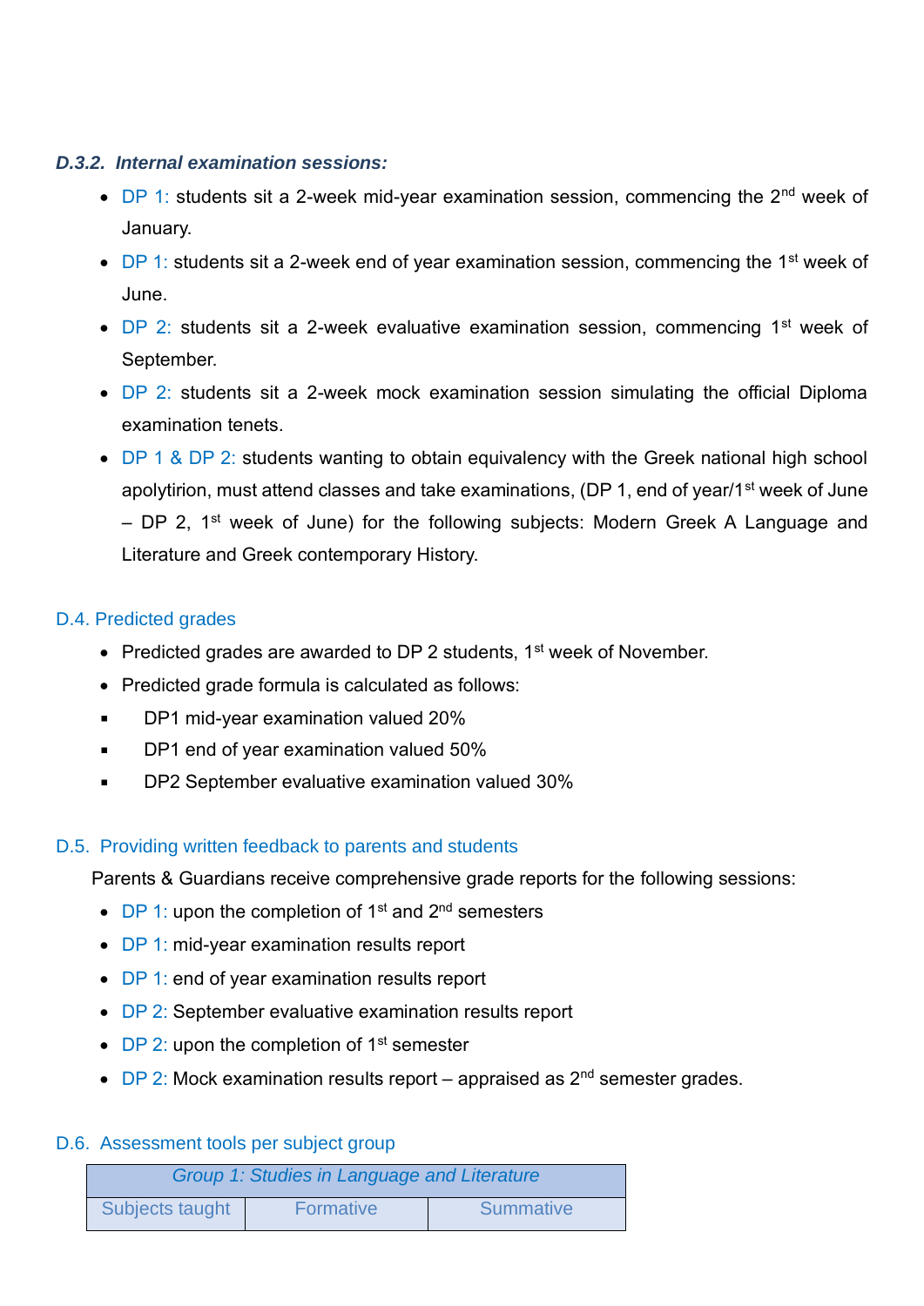### *D.3.2. Internal examination sessions:*

- DP 1: students sit a 2-week mid-year examination session, commencing the 2nd week of January.
- DP 1: students sit a 2-week end of year examination session, commencing the 1st week of June.
- DP 2: students sit a 2-week evaluative examination session, commencing 1st week of September.
- DP 2: students sit a 2-week mock examination session simulating the official Diploma examination tenets.
- DP 1 & DP 2: students wanting to obtain equivalency with the Greek national high school apolytirion, must attend classes and take examinations, (DP 1, end of year/1st week of June – DP 2, 1st week of June) for the following subjects: Modern Greek A Language and Literature and Greek contemporary History.

## D.4. Predicted grades

- Predicted grades are awarded to DP 2 students, 1st week of November.
- Predicted grade formula is calculated as follows:
  - DP1 mid-year examination valued 20%
  - DP1 end of year examination valued 50%
  - DP2 September evaluative examination valued 30%

## D.5. Providing written feedback to parents and students

Parents & Guardians receive comprehensive grade reports for the following sessions:

- DP 1: upon the completion of 1st and 2nd semesters
- DP 1: mid-year examination results report
- DP 1: end of year examination results report
- DP 2: September evaluative examination results report
- DP 2: upon the completion of 1st semester
- DP 2: Mock examination results report – appraised as 2nd semester grades.

## D.6. Assessment tools per subject group

| *Group 1: Studies in Language and Literature* | | |
|---|---|---|
| Subjects taught | Formative | Summative |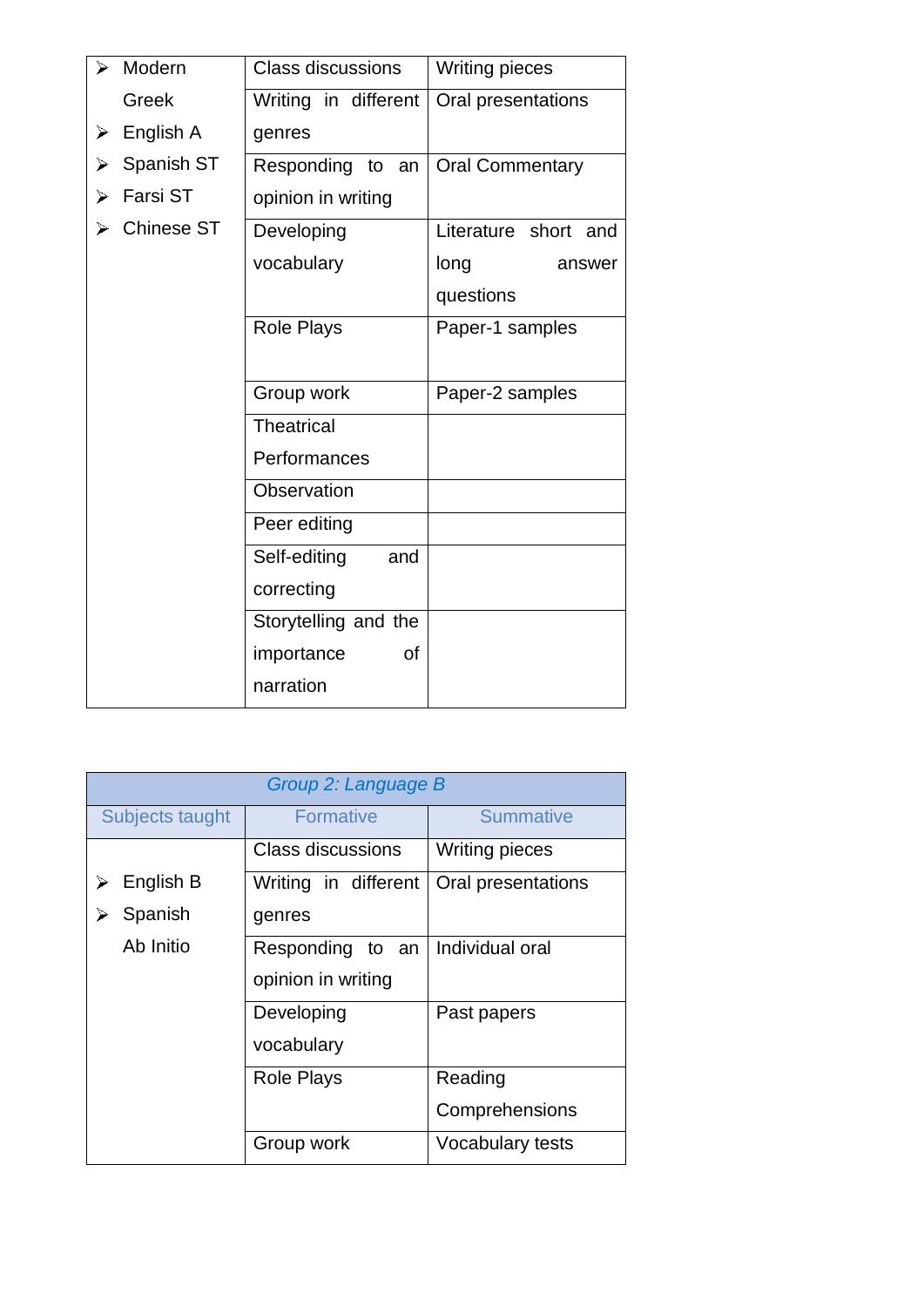| | | |
|---|---|---|
| ➢ Modern Greek<br>➢ English A<br>➢ Spanish ST<br>➢ Farsi ST<br>➢ Chinese ST | Class discussions | Writing pieces |
| | Writing in different genres | Oral presentations |
| | Responding to an opinion in writing | Oral Commentary |
| | Developing vocabulary | Literature short and long answer questions |
| | Role Plays | Paper-1 samples |
| | Group work | Paper-2 samples |
| | Theatrical Performances | |
| | Observation | |
| | Peer editing | |
| | Self-editing and correcting | |
| | Storytelling and the importance of narration | |

| *Group 2: Language B* | | |
|---|---|---|
| Subjects taught | Formative | Summative |
| ➢ English B<br>➢ Spanish Ab Initio | Class discussions | Writing pieces |
| | Writing in different genres | Oral presentations |
| | Responding to an opinion in writing | Individual oral |
| | Developing vocabulary | Past papers |
| | Role Plays | Reading Comprehensions |
| | Group work | Vocabulary tests |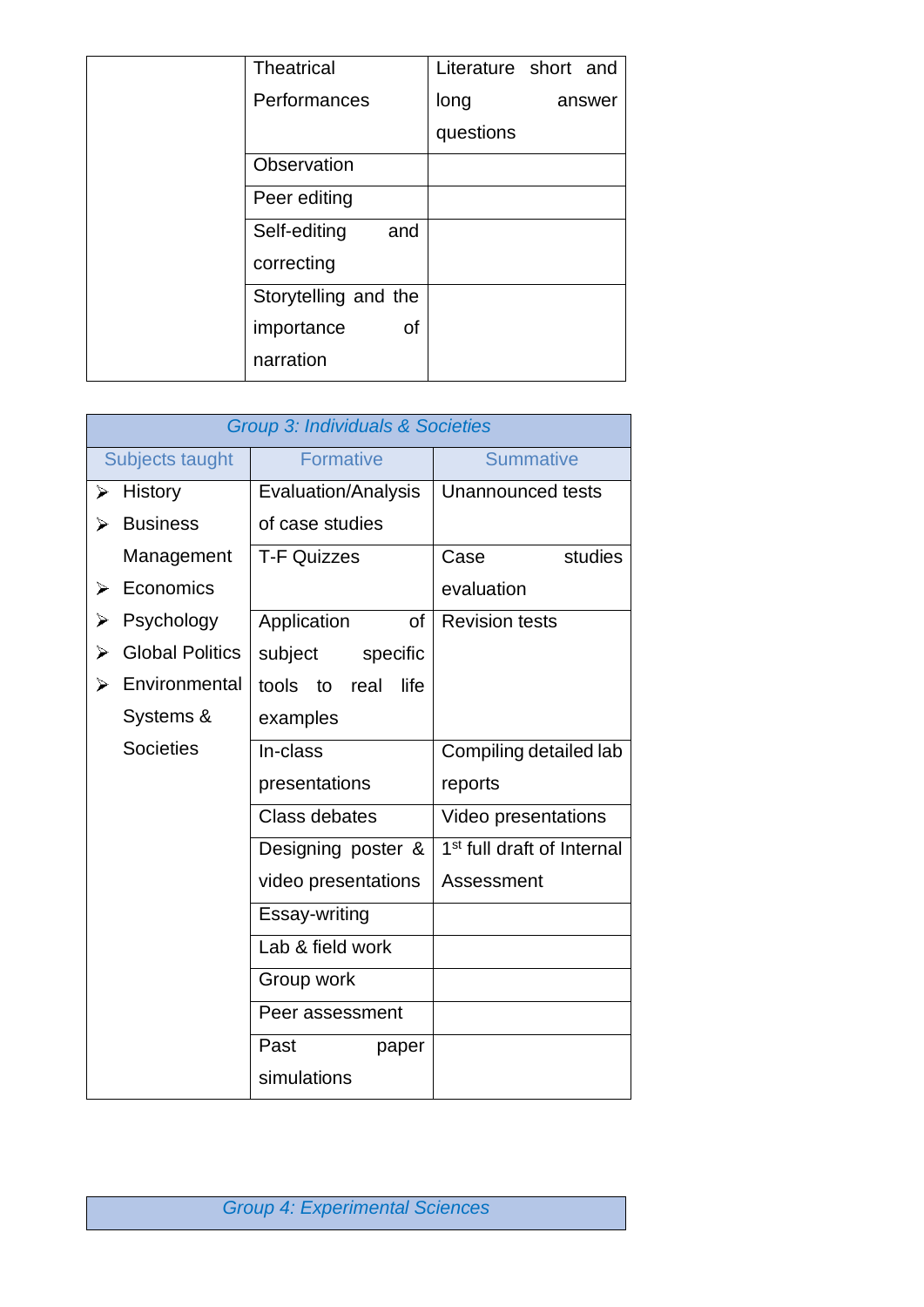| | | |
|---|---|---|
| | Theatrical Performances | Literature short and long answer questions |
| | Observation | |
| | Peer editing | |
| | Self-editing and correcting | |
| | Storytelling and the importance of narration | |

| *Group 3: Individuals & Societies* | | |
|---|---|---|
| Subjects taught | Formative | Summative |
| ➢ History<br>➢ Business Management<br>➢ Economics<br>➢ Psychology<br>➢ Global Politics<br>➢ Environmental Systems & Societies | Evaluation/Analysis of case studies | Unannounced tests |
| | T-F Quizzes | Case studies evaluation |
| | Application of subject specific tools to real life examples | Revision tests |
| | In-class presentations | Compiling detailed lab reports |
| | Class debates | Video presentations |
| | Designing poster & video presentations | 1st full draft of Internal Assessment |
| | Essay-writing | |
| | Lab & field work | |
| | Group work | |
| | Peer assessment | |
| | Past paper simulations | |

| *Group 4: Experimental Sciences* |
|---|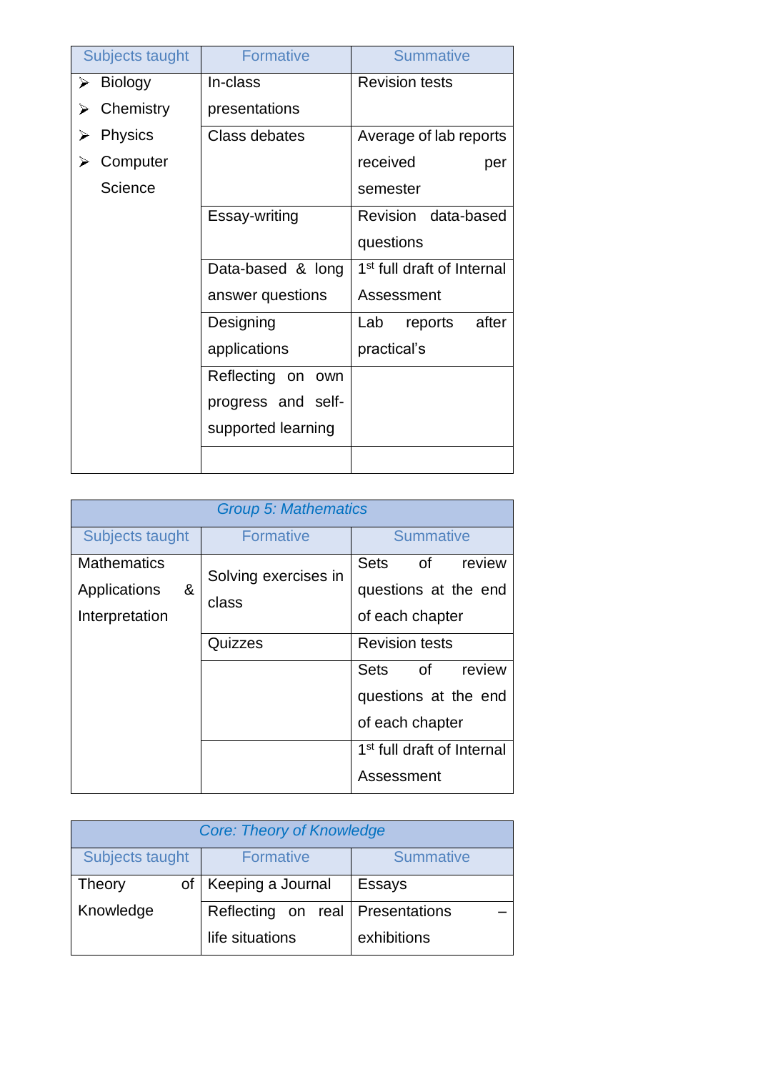| Subjects taught | Formative | Summative |
|---|---|---|
| ➢ Biology<br>➢ Chemistry<br>➢ Physics<br>➢ Computer Science | In-class presentations | Revision tests |
| | Class debates | Average of lab reports received per semester |
| | Essay-writing | Revision data-based questions |
| | Data-based & long answer questions | 1st full draft of Internal Assessment |
| | Designing applications | Lab reports after practical's |
| | Reflecting on own progress and self-supported learning | |
| | | |

| *Group 5: Mathematics* | | |
|---|---|---|
| Subjects taught | Formative | Summative |
| Mathematics Applications & Interpretation | Solving exercises in class | Sets of review questions at the end of each chapter |
| | Quizzes | Revision tests |
| | | Sets of review questions at the end of each chapter |
| | | 1st full draft of Internal Assessment |

| *Core: Theory of Knowledge* | | |
|---|---|---|
| Subjects taught | Formative | Summative |
| Theory of Knowledge | Keeping a Journal | Essays |
| | Reflecting on real life situations | Presentations – exhibitions |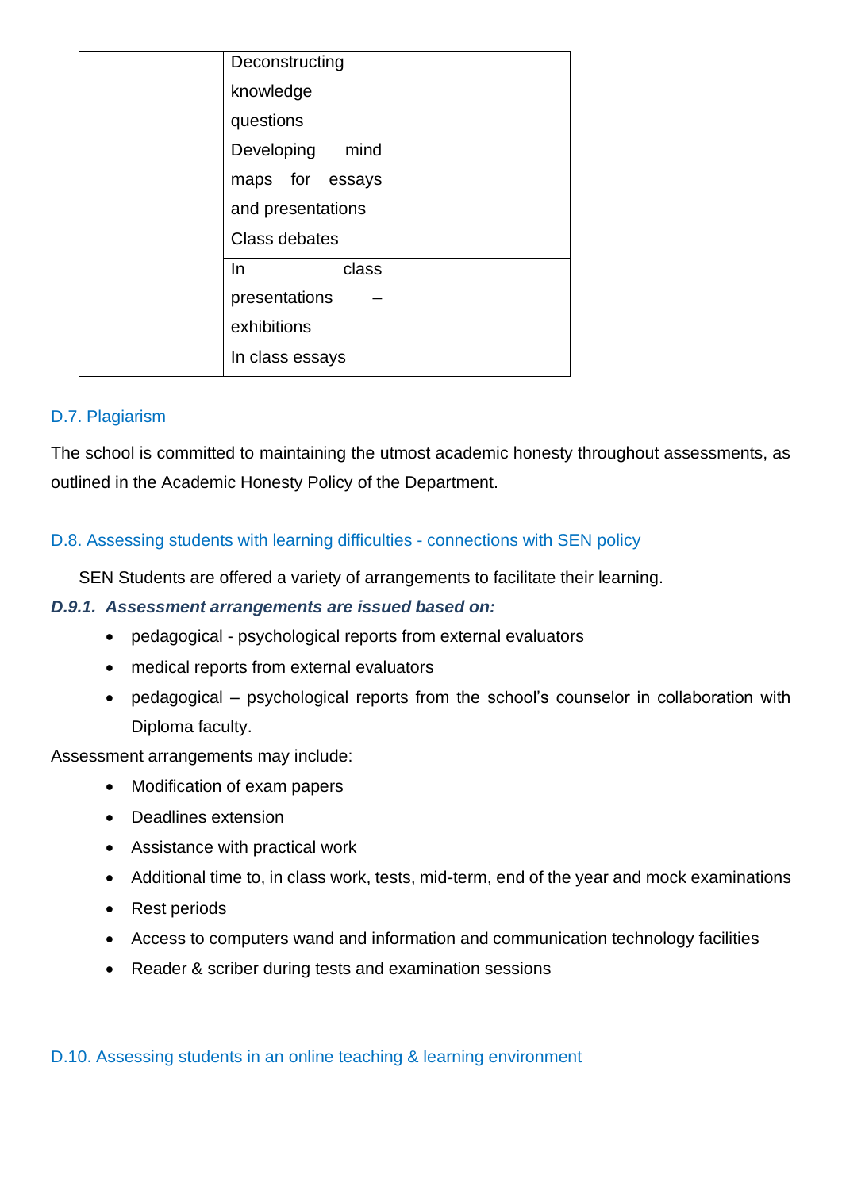| | | |
|---|---|---|
| | Deconstructing knowledge questions | |
| | Developing mind maps for essays and presentations | |
| | Class debates | |
| | In class presentations – exhibitions | |
| | In class essays | |

### D.7. Plagiarism

The school is committed to maintaining the utmost academic honesty throughout assessments, as outlined in the Academic Honesty Policy of the Department.

### D.8. Assessing students with learning difficulties - connections with SEN policy

SEN Students are offered a variety of arrangements to facilitate their learning.

#### *D.9.1. Assessment arrangements are issued based on:*

- pedagogical - psychological reports from external evaluators
- medical reports from external evaluators
- pedagogical – psychological reports from the school's counselor in collaboration with Diploma faculty.

Assessment arrangements may include:

- Modification of exam papers
- Deadlines extension
- Assistance with practical work
- Additional time to, in class work, tests, mid-term, end of the year and mock examinations
- Rest periods
- Access to computers wand and information and communication technology facilities
- Reader & scriber during tests and examination sessions

### D.10. Assessing students in an online teaching & learning environment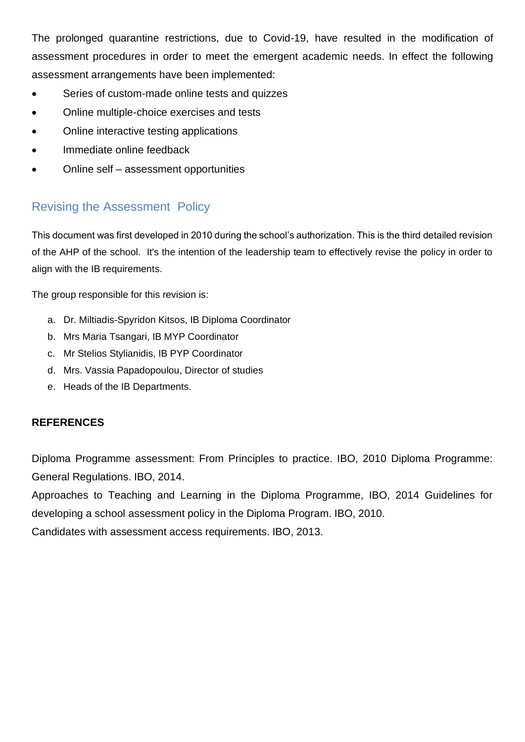The prolonged quarantine restrictions, due to Covid-19, have resulted in the modification of assessment procedures in order to meet the emergent academic needs. In effect the following assessment arrangements have been implemented:

- Series of custom-made online tests and quizzes
- Online multiple-choice exercises and tests
- Online interactive testing applications
- Immediate online feedback
- Online self – assessment opportunities

## Revising the Assessment Policy

This document was first developed in 2010 during the school's authorization. This is the third detailed revision of the AHP of the school. It's the intention of the leadership team to effectively revise the policy in order to align with the IB requirements.

The group responsible for this revision is:

a. Dr. Miltiadis-Spyridon Kitsos, IB Diploma Coordinator
b. Mrs Maria Tsangari, IB MYP Coordinator
c. Mr Stelios Stylianidis, IB PYP Coordinator
d. Mrs. Vassia Papadopoulou, Director of studies
e. Heads of the IB Departments.

**REFERENCES**

Diploma Programme assessment: From Principles to practice. IBO, 2010 Diploma Programme: General Regulations. IBO, 2014.

Approaches to Teaching and Learning in the Diploma Programme, IBO, 2014 Guidelines for developing a school assessment policy in the Diploma Program. IBO, 2010.

Candidates with assessment access requirements. IBO, 2013.